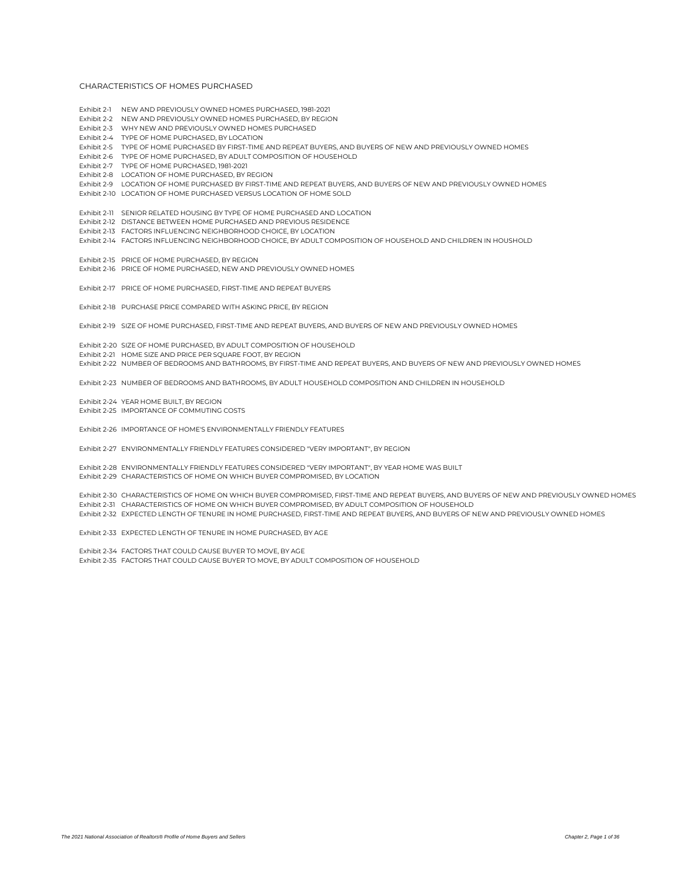# CHARACTERISTICS OF HOMES PURCHASED

Exhibit 2-1 NEW AND PREVIOUSLY OWNED HOMES PURCHASED, 1981-2021
Exhibit 2-2 NEW AND PREVIOUSLY OWNED HOMES PURCHASED, BY REGION
Exhibit 2-3 WHY NEW AND PREVIOUSLY OWNED HOMES PURCHASED
Exhibit 2-4 TYPE OF HOME PURCHASED, BY LOCATION
Exhibit 2-5 TYPE OF HOME PURCHASED BY FIRST-TIME AND REPEAT BUYERS, AND BUYERS OF NEW AND PREVIOUSLY OWNED HOMES
Exhibit 2-6 TYPE OF HOME PURCHASED, BY ADULT COMPOSITION OF HOUSEHOLD
Exhibit 2-7 TYPE OF HOME PURCHASED, 1981-2021
Exhibit 2-8 LOCATION OF HOME PURCHASED, BY REGION
Exhibit 2-9 LOCATION OF HOME PURCHASED BY FIRST-TIME AND REPEAT BUYERS, AND BUYERS OF NEW AND PREVIOUSLY OWNED HOMES
Exhibit 2-10 LOCATION OF HOME PURCHASED VERSUS LOCATION OF HOME SOLD

Exhibit 2-11 SENIOR RELATED HOUSING BY TYPE OF HOME PURCHASED AND LOCATION
Exhibit 2-12 DISTANCE BETWEEN HOME PURCHASED AND PREVIOUS RESIDENCE
Exhibit 2-13 FACTORS INFLUENCING NEIGHBORHOOD CHOICE, BY LOCATION
Exhibit 2-14 FACTORS INFLUENCING NEIGHBORHOOD CHOICE, BY ADULT COMPOSITION OF HOUSEHOLD AND CHILDREN IN HOUSHOLD

Exhibit 2-15 PRICE OF HOME PURCHASED, BY REGION
Exhibit 2-16 PRICE OF HOME PURCHASED, NEW AND PREVIOUSLY OWNED HOMES

Exhibit 2-17 PRICE OF HOME PURCHASED, FIRST-TIME AND REPEAT BUYERS

Exhibit 2-18 PURCHASE PRICE COMPARED WITH ASKING PRICE, BY REGION

Exhibit 2-19 SIZE OF HOME PURCHASED, FIRST-TIME AND REPEAT BUYERS, AND BUYERS OF NEW AND PREVIOUSLY OWNED HOMES

Exhibit 2-20 SIZE OF HOME PURCHASED, BY ADULT COMPOSITION OF HOUSEHOLD
Exhibit 2-21 HOME SIZE AND PRICE PER SQUARE FOOT, BY REGION
Exhibit 2-22 NUMBER OF BEDROOMS AND BATHROOMS, BY FIRST-TIME AND REPEAT BUYERS, AND BUYERS OF NEW AND PREVIOUSLY OWNED HOMES

Exhibit 2-23 NUMBER OF BEDROOMS AND BATHROOMS, BY ADULT HOUSEHOLD COMPOSITION AND CHILDREN IN HOUSEHOLD

Exhibit 2-24 YEAR HOME BUILT, BY REGION
Exhibit 2-25 IMPORTANCE OF COMMUTING COSTS

Exhibit 2-26 IMPORTANCE OF HOME'S ENVIRONMENTALLY FRIENDLY FEATURES

Exhibit 2-27 ENVIRONMENTALLY FRIENDLY FEATURES CONSIDERED "VERY IMPORTANT", BY REGION

Exhibit 2-28 ENVIRONMENTALLY FRIENDLY FEATURES CONSIDERED "VERY IMPORTANT", BY YEAR HOME WAS BUILT
Exhibit 2-29 CHARACTERISTICS OF HOME ON WHICH BUYER COMPROMISED, BY LOCATION

Exhibit 2-30 CHARACTERISTICS OF HOME ON WHICH BUYER COMPROMISED, FIRST-TIME AND REPEAT BUYERS, AND BUYERS OF NEW AND PREVIOUSLY OWNED HOMES
Exhibit 2-31 CHARACTERISTICS OF HOME ON WHICH BUYER COMPROMISED, BY ADULT COMPOSITION OF HOUSEHOLD
Exhibit 2-32 EXPECTED LENGTH OF TENURE IN HOME PURCHASED, FIRST-TIME AND REPEAT BUYERS, AND BUYERS OF NEW AND PREVIOUSLY OWNED HOMES

Exhibit 2-33 EXPECTED LENGTH OF TENURE IN HOME PURCHASED, BY AGE

Exhibit 2-34 FACTORS THAT COULD CAUSE BUYER TO MOVE, BY AGE
Exhibit 2-35 FACTORS THAT COULD CAUSE BUYER TO MOVE, BY ADULT COMPOSITION OF HOUSEHOLD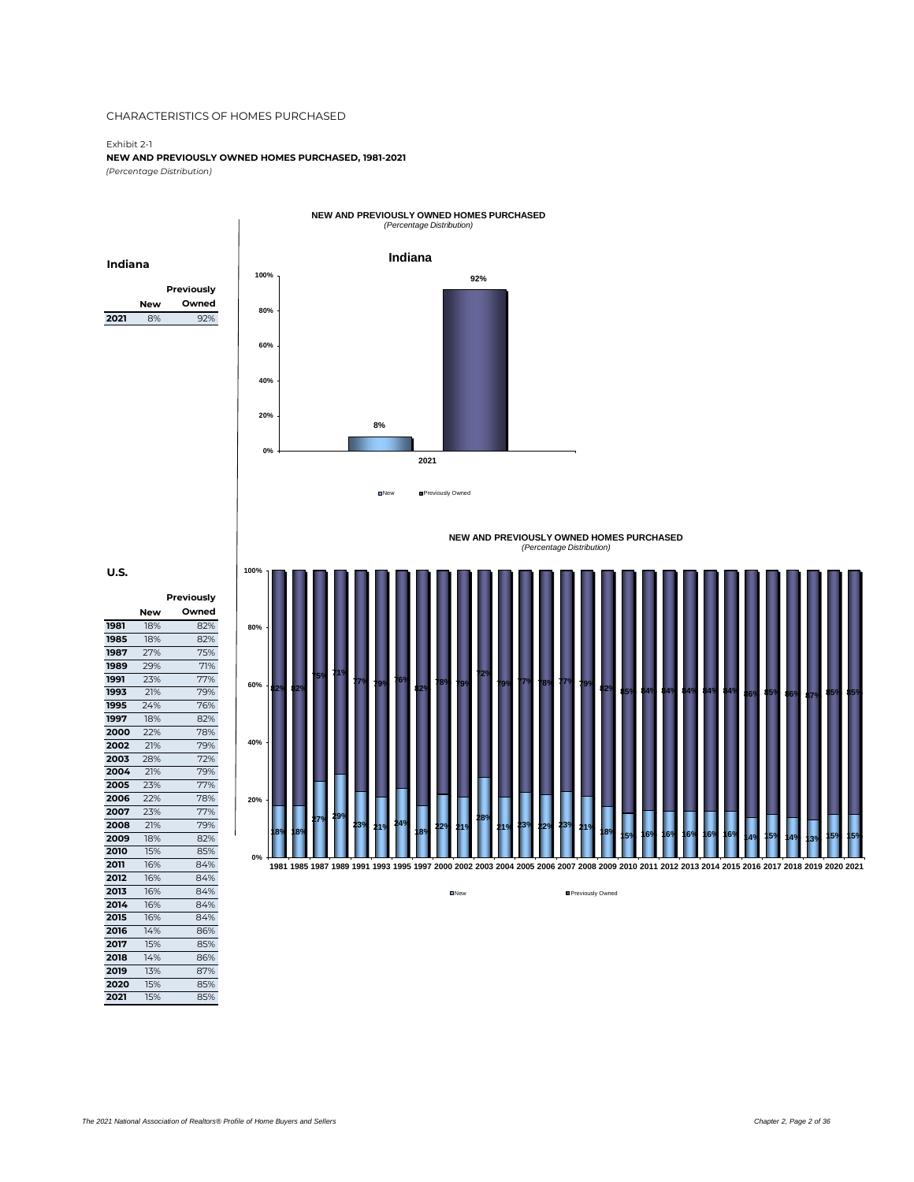CHARACTERISTICS OF HOMES PURCHASED

Exhibit 2-1

**NEW AND PREVIOUSLY OWNED HOMES PURCHASED, 1981-2021**

*(Percentage Distribution)*

**Indiana**

| | New | Previously Owned |
|---|---|---|
| **2021** | 8% | 92% |

**U.S.**

| | New | Previously Owned |
|---|---|---|
| **1981** | 18% | 82% |
| **1985** | 18% | 82% |
| **1987** | 27% | 75% |
| **1989** | 29% | 71% |
| **1991** | 23% | 77% |
| **1993** | 21% | 79% |
| **1995** | 24% | 76% |
| **1997** | 18% | 82% |
| **2000** | 22% | 78% |
| **2002** | 21% | 79% |
| **2003** | 28% | 72% |
| **2004** | 21% | 79% |
| **2005** | 23% | 77% |
| **2006** | 22% | 78% |
| **2007** | 23% | 77% |
| **2008** | 21% | 79% |
| **2009** | 18% | 82% |
| **2010** | 15% | 85% |
| **2011** | 16% | 84% |
| **2012** | 16% | 84% |
| **2013** | 16% | 84% |
| **2014** | 16% | 84% |
| **2015** | 16% | 84% |
| **2016** | 14% | 86% |
| **2017** | 15% | 85% |
| **2018** | 14% | 86% |
| **2019** | 13% | 87% |
| **2020** | 15% | 85% |
| **2021** | 15% | 85% |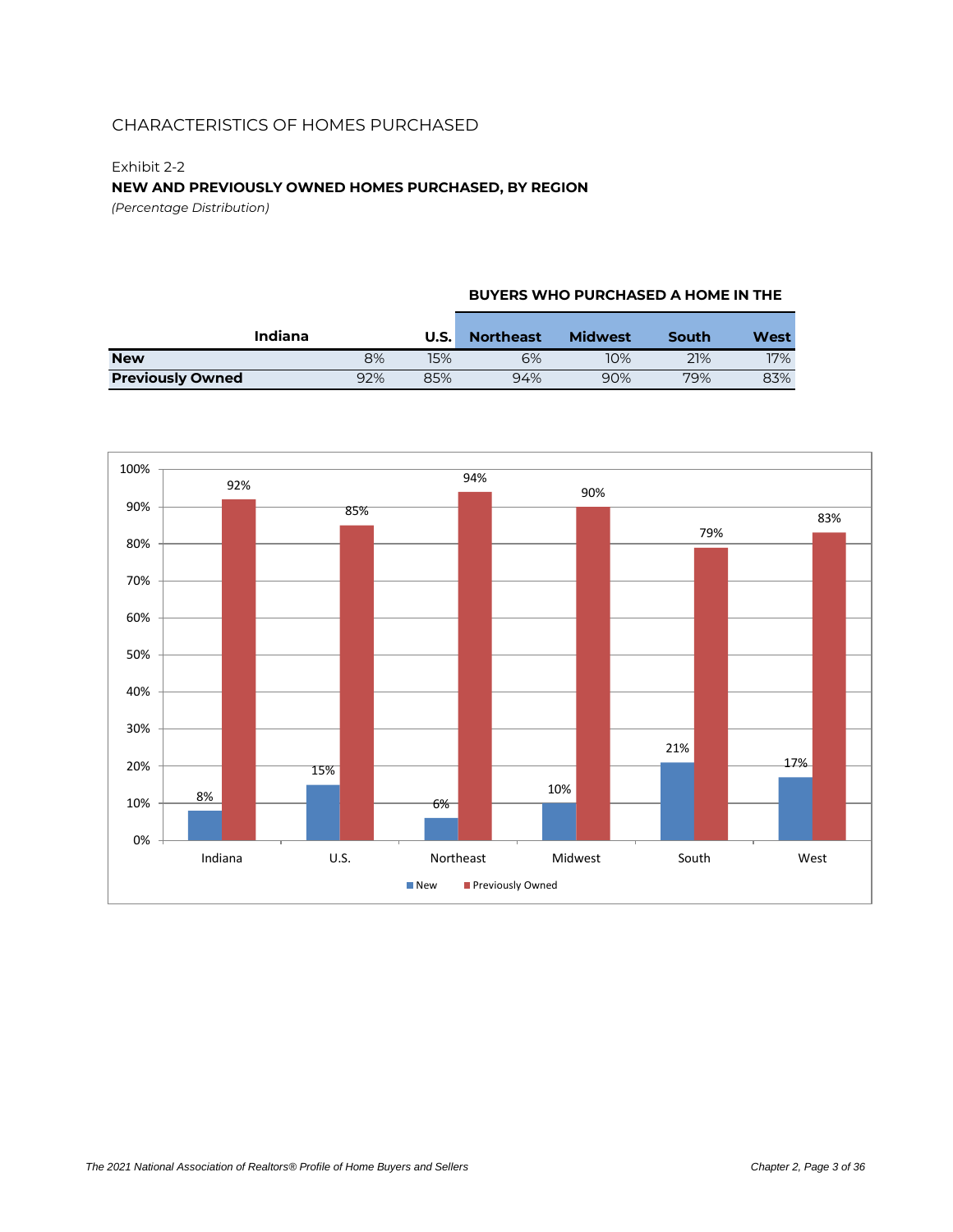CHARACTERISTICS OF HOMES PURCHASED

Exhibit 2-2

**NEW AND PREVIOUSLY OWNED HOMES PURCHASED, BY REGION**

*(Percentage Distribution)*

| | | | BUYERS WHO PURCHASED A HOME IN THE | | | |
|---|---|---|---|---|---|---|
| | Indiana | U.S. | Northeast | Midwest | South | West |
| **New** | 8% | 15% | 6% | 10% | 21% | 17% |
| **Previously Owned** | 92% | 85% | 94% | 90% | 79% | 83% |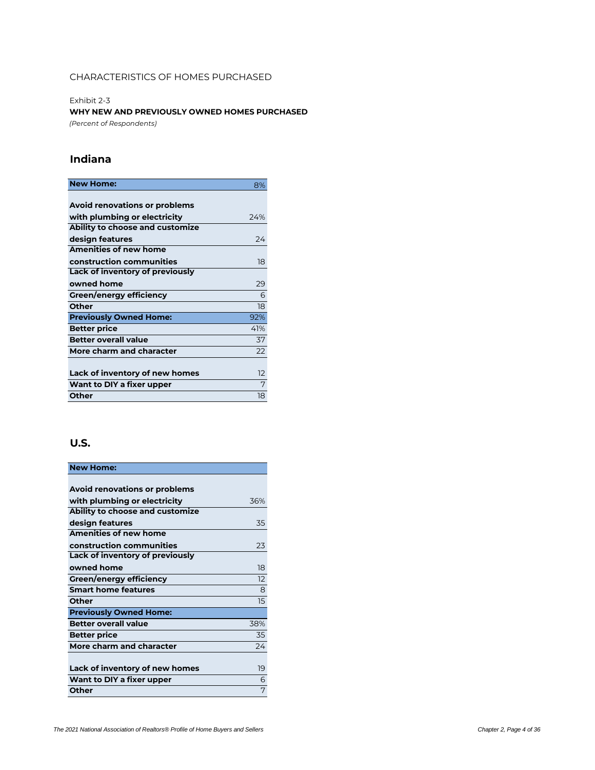CHARACTERISTICS OF HOMES PURCHASED

Exhibit 2-3

**WHY NEW AND PREVIOUSLY OWNED HOMES PURCHASED**

*(Percent of Respondents)*

## Indiana

| **New Home:** | 8% |
|---|---|
| **Avoid renovations or problems with plumbing or electricity** | 24% |
| **Ability to choose and customize design features** | 24 |
| **Amenities of new home construction communities** | 18 |
| **Lack of inventory of previously owned home** | 29 |
| **Green/energy efficiency** | 6 |
| **Other** | 18 |
| **Previously Owned Home:** | 92% |
| **Better price** | 41% |
| **Better overall value** | 37 |
| **More charm and character** | 22 |
| **Lack of inventory of new homes** | 12 |
| **Want to DIY a fixer upper** | 7 |
| **Other** | 18 |

## U.S.

| **New Home:** | |
|---|---|
| **Avoid renovations or problems with plumbing or electricity** | 36% |
| **Ability to choose and customize design features** | 35 |
| **Amenities of new home construction communities** | 23 |
| **Lack of inventory of previously owned home** | 18 |
| **Green/energy efficiency** | 12 |
| **Smart home features** | 8 |
| **Other** | 15 |
| **Previously Owned Home:** | |
| **Better overall value** | 38% |
| **Better price** | 35 |
| **More charm and character** | 24 |
| **Lack of inventory of new homes** | 19 |
| **Want to DIY a fixer upper** | 6 |
| **Other** | 7 |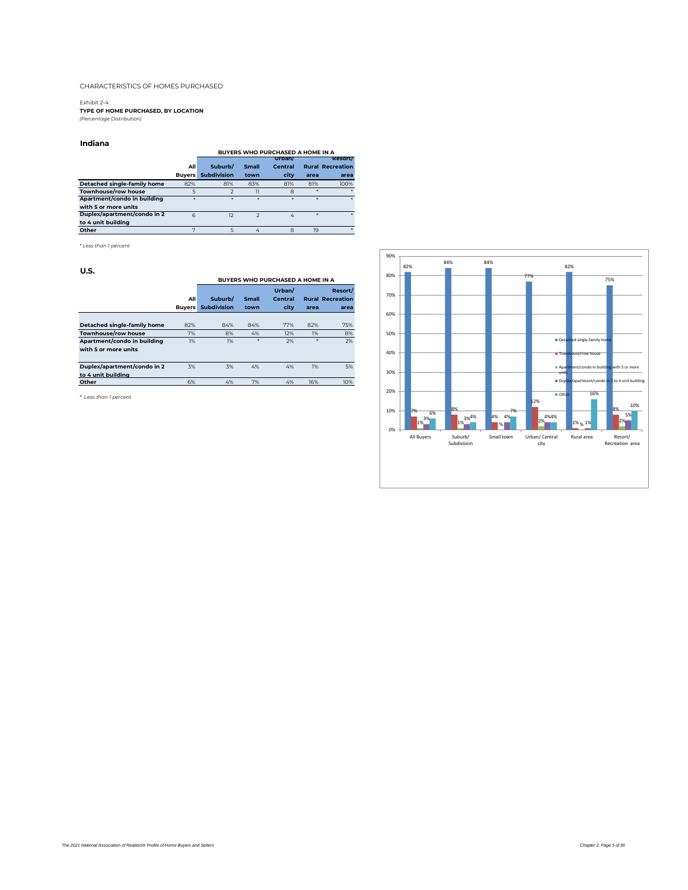CHARACTERISTICS OF HOMES PURCHASED

Exhibit 2-4

**TYPE OF HOME PURCHASED, BY LOCATION**

*(Percentage Distribution)*

## Indiana

| | | BUYERS WHO PURCHASED A HOME IN A | | | | |
|---|---|---|---|---|---|---|
| | **All Buyers** | **Suburb/ Subdivision** | **Small town** | **Urban/ Central city** | **Rural area** | **Resort/ Recreation area** |
| **Detached single-family home** | 82% | 81% | 83% | 81% | 81% | 100% |
| **Townhouse/row house** | 5 | 2 | 11 | 8 | * | * |
| **Apartment/condo in building with 5 or more units** | * | * | * | * | * | * |
| **Duplex/apartment/condo in 2 to 4 unit building** | 6 | 12 | 2 | 4 | * | * |
| **Other** | 7 | 5 | 4 | 8 | 19 | * |

*\* Less than 1 percent*

## U.S.

| | | BUYERS WHO PURCHASED A HOME IN A | | | | |
|---|---|---|---|---|---|---|
| | **All Buyers** | **Suburb/ Subdivision** | **Small town** | **Urban/ Central city** | **Rural area** | **Resort/ Recreation area** |
| **Detached single-family home** | 82% | 84% | 84% | 77% | 82% | 75% |
| **Townhouse/row house** | 7% | 8% | 4% | 12% | 1% | 8% |
| **Apartment/condo in building with 5 or more units** | 1% | 1% | * | 2% | * | 2% |
| **Duplex/apartment/condo in 2 to 4 unit building** | 3% | 3% | 4% | 4% | 1% | 5% |
| **Other** | 6% | 4% | 7% | 4% | 16% | 10% |

*\* Less than 1 percent*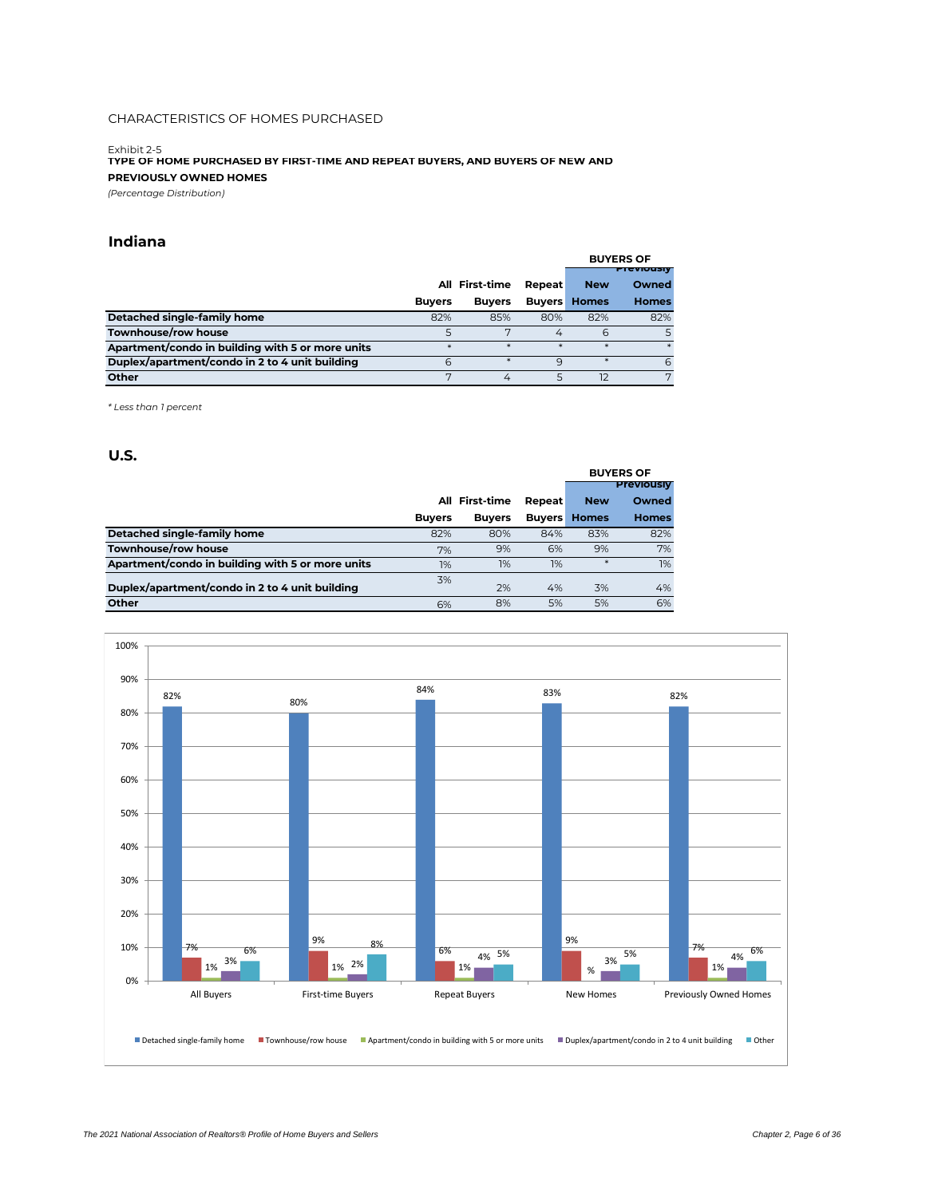CHARACTERISTICS OF HOMES PURCHASED

Exhibit 2-5

**TYPE OF HOME PURCHASED BY FIRST-TIME AND REPEAT BUYERS, AND BUYERS OF NEW AND PREVIOUSLY OWNED HOMES**

*(Percentage Distribution)*

## Indiana

| | All Buyers | First-time Buyers | Repeat Buyers | BUYERS OF New Homes | BUYERS OF Previously Owned Homes |
|---|---|---|---|---|---|
| **Detached single-family home** | 82% | 85% | 80% | 82% | 82% |
| **Townhouse/row house** | 5 | 7 | 4 | 6 | 5 |
| **Apartment/condo in building with 5 or more units** | * | * | * | * | * |
| **Duplex/apartment/condo in 2 to 4 unit building** | 6 | * | 9 | * | 6 |
| **Other** | 7 | 4 | 5 | 12 | 7 |

*\* Less than 1 percent*

## U.S.

| | All Buyers | First-time Buyers | Repeat Buyers | BUYERS OF New Homes | BUYERS OF Previously Owned Homes |
|---|---|---|---|---|---|
| **Detached single-family home** | 82% | 80% | 84% | 83% | 82% |
| **Townhouse/row house** | 7% | 9% | 6% | 9% | 7% |
| **Apartment/condo in building with 5 or more units** | 1% | 1% | 1% | * | 1% |
| **Duplex/apartment/condo in 2 to 4 unit building** | 3% | 2% | 4% | 3% | 4% |
| **Other** | 6% | 8% | 5% | 5% | 6% |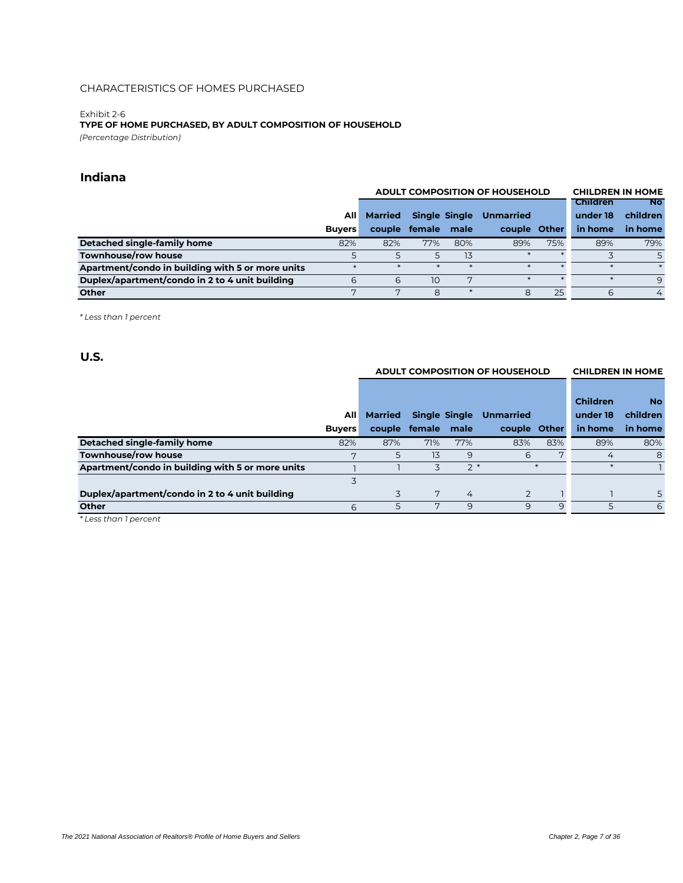CHARACTERISTICS OF HOMES PURCHASED

Exhibit 2-6

**TYPE OF HOME PURCHASED, BY ADULT COMPOSITION OF HOUSEHOLD**

*(Percentage Distribution)*

## Indiana

| | | ADULT COMPOSITION OF HOUSEHOLD | | | | | CHILDREN IN HOME | |
|---|---|---|---|---|---|---|---|---|
| | All Buyers | Married couple | Single female | Single male | Unmarried couple | Other | Children under 18 in home | No children in home |
| **Detached single-family home** | 82% | 82% | 77% | 80% | 89% | 75% | 89% | 79% |
| **Townhouse/row house** | 5 | 5 | 5 | 13 | * | * | 3 | 5 |
| **Apartment/condo in building with 5 or more units** | * | * | * | * | * | * | * | * |
| **Duplex/apartment/condo in 2 to 4 unit building** | 6 | 6 | 10 | 7 | * | * | * | 9 |
| **Other** | 7 | 7 | 8 | * | 8 | 25 | 6 | 4 |

*\* Less than 1 percent*

## U.S.

| | | ADULT COMPOSITION OF HOUSEHOLD | | | | | CHILDREN IN HOME | |
|---|---|---|---|---|---|---|---|---|
| | All Buyers | Married couple | Single female | Single male | Unmarried couple | Other | Children under 18 in home | No children in home |
| **Detached single-family home** | 82% | 87% | 71% | 77% | 83% | 83% | 89% | 80% |
| **Townhouse/row house** | 7 | 5 | 13 | 9 | 6 | 7 | 4 | 8 |
| **Apartment/condo in building with 5 or more units** | 1 | 1 | 3 | 2 | * | * | * | 1 |
| **Duplex/apartment/condo in 2 to 4 unit building** | 3 | 3 | 7 | 4 | 2 | 1 | 1 | 5 |
| **Other** | 6 | 5 | 7 | 9 | 9 | 9 | 5 | 6 |

*\* Less than 1 percent*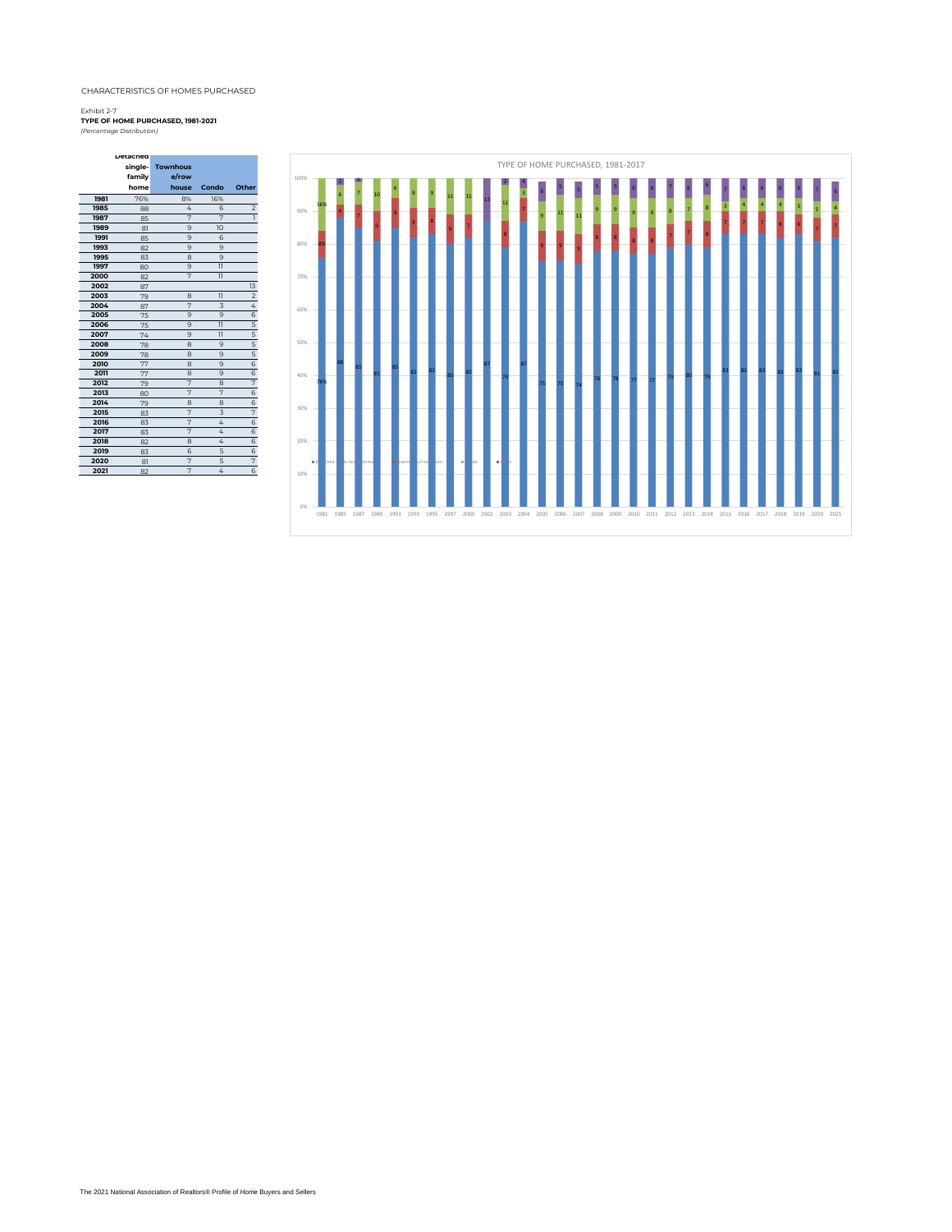CHARACTERISTICS OF HOMES PURCHASED

Exhibit 2-7
**TYPE OF HOME PURCHASED, 1981-2021**
*(Percentage Distribution)*

| | Detached single-family home | Townhouse/row house | Condo | Other |
|---|---|---|---|---|
| 1981 | 76% | 8% | 16% | |
| 1985 | 88 | 4 | 6 | 2 |
| 1987 | 85 | 7 | 7 | 1 |
| 1989 | 81 | 9 | 10 | |
| 1991 | 85 | 9 | 6 | |
| 1993 | 82 | 9 | 9 | |
| 1995 | 83 | 8 | 9 | |
| 1997 | 80 | 9 | 11 | |
| 2000 | 82 | 7 | 11 | |
| 2002 | 87 | | | 13 |
| 2003 | 79 | 8 | 11 | 2 |
| 2004 | 87 | 7 | 3 | 4 |
| 2005 | 75 | 9 | 9 | 6 |
| 2006 | 75 | 9 | 11 | 5 |
| 2007 | 74 | 9 | 11 | 5 |
| 2008 | 78 | 8 | 9 | 5 |
| 2009 | 78 | 8 | 9 | 5 |
| 2010 | 77 | 8 | 9 | 6 |
| 2011 | 77 | 8 | 9 | 6 |
| 2012 | 79 | 7 | 8 | 7 |
| 2013 | 80 | 7 | 7 | 6 |
| 2014 | 79 | 8 | 8 | 6 |
| 2015 | 83 | 7 | 3 | 7 |
| 2016 | 83 | 7 | 4 | 6 |
| 2017 | 83 | 7 | 4 | 6 |
| 2018 | 82 | 8 | 4 | 6 |
| 2019 | 83 | 6 | 5 | 6 |
| 2020 | 81 | 7 | 5 | 7 |
| 2021 | 82 | 7 | 4 | 6 |

TYPE OF HOME PURCHASED, 1981-2017

The 2021 National Association of Realtors® Profile of Home Buyers and Sellers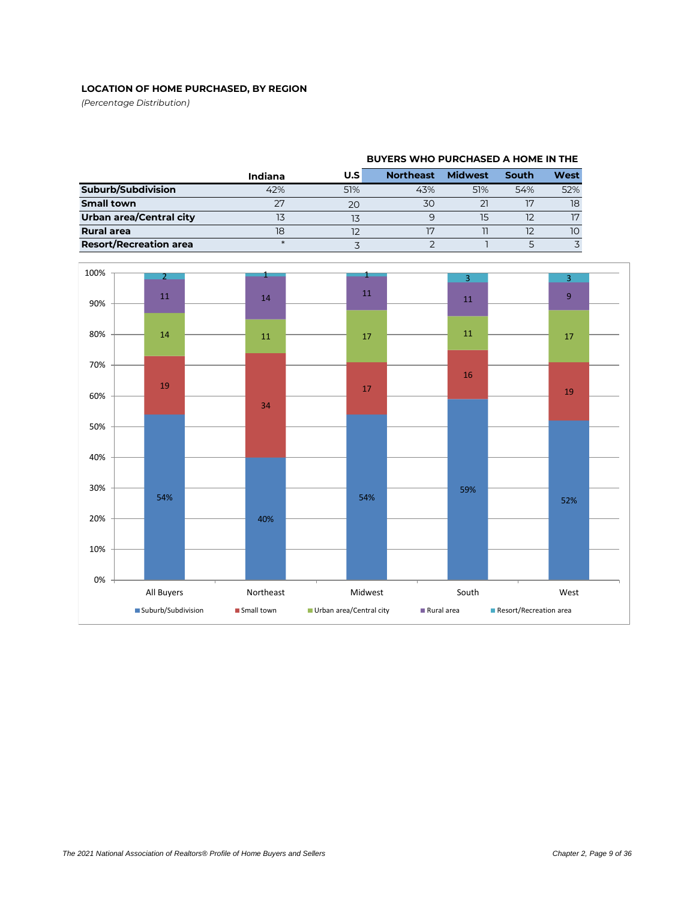**LOCATION OF HOME PURCHASED, BY REGION**

*(Percentage Distribution)*

| | Indiana | U.S | BUYERS WHO PURCHASED A HOME IN THE | | | |
|---|---|---|---|---|---|---|
| | | | Northeast | Midwest | South | West |
| **Suburb/Subdivision** | 42% | 51% | 43% | 51% | 54% | 52% |
| **Small town** | 27 | 20 | 30 | 21 | 17 | 18 |
| **Urban area/Central city** | 13 | 13 | 9 | 15 | 12 | 17 |
| **Rural area** | 18 | 12 | 17 | 11 | 12 | 10 |
| **Resort/Recreation area** | * | 3 | 2 | 1 | 5 | 3 |

| | All Buyers | Northeast | Midwest | South | West |
|---|---|---|---|---|---|
| Suburb/Subdivision | 54% | 40% | 54% | 59% | 52% |
| Small town | 19 | 34 | 17 | 16 | 19 |
| Urban area/Central city | 14 | 11 | 17 | 11 | 17 |
| Rural area | 11 | 14 | 11 | 11 | 9 |
| Resort/Recreation area | 2 | 1 | 1 | 3 | 3 |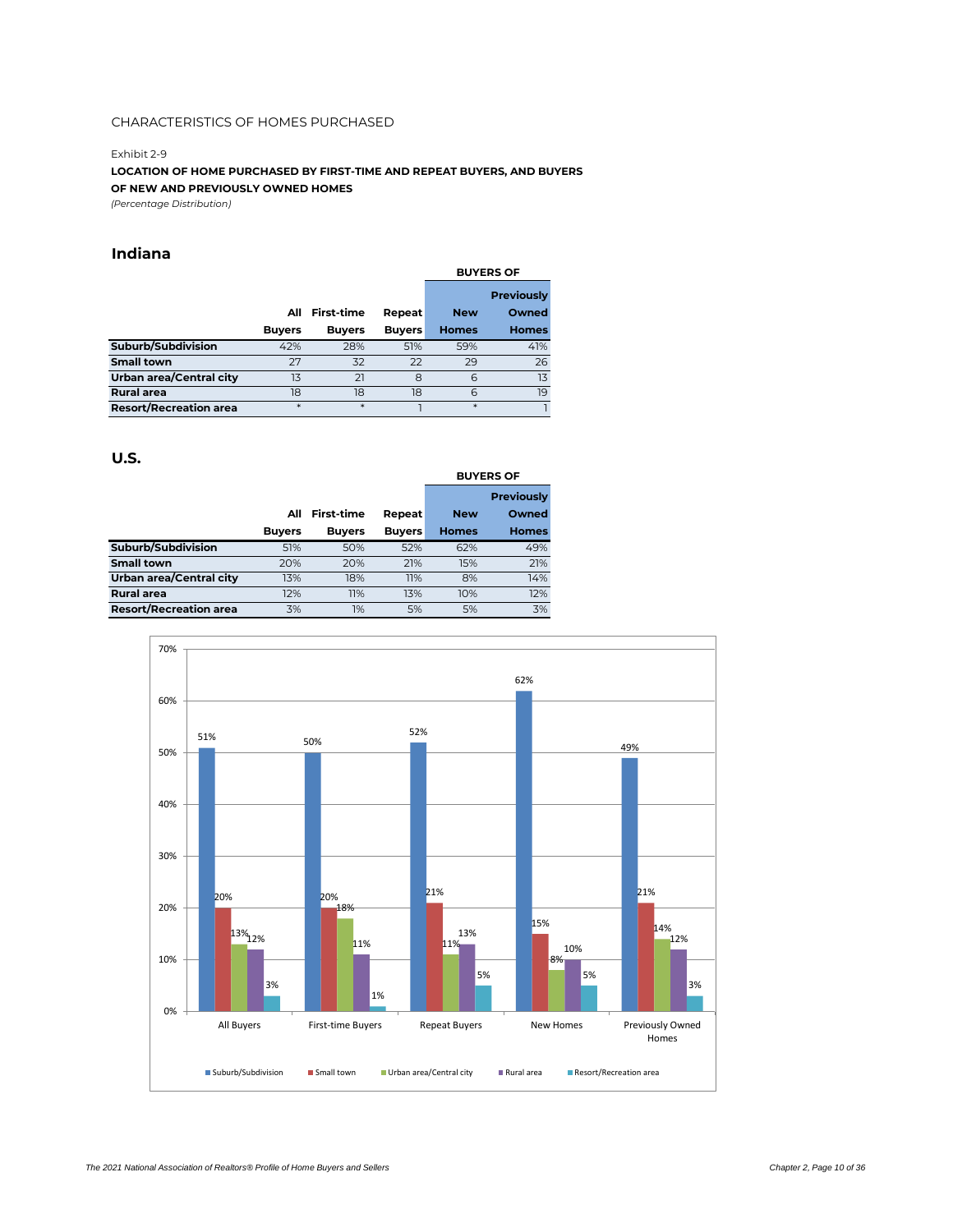CHARACTERISTICS OF HOMES PURCHASED

Exhibit 2-9

**LOCATION OF HOME PURCHASED BY FIRST-TIME AND REPEAT BUYERS, AND BUYERS OF NEW AND PREVIOUSLY OWNED HOMES**

*(Percentage Distribution)*

## Indiana

| | | | | BUYERS OF | |
|---|---|---|---|---|---|
| | All Buyers | First-time Buyers | Repeat Buyers | New Homes | Previously Owned Homes |
| **Suburb/Subdivision** | 42% | 28% | 51% | 59% | 41% |
| **Small town** | 27 | 32 | 22 | 29 | 26 |
| **Urban area/Central city** | 13 | 21 | 8 | 6 | 13 |
| **Rural area** | 18 | 18 | 18 | 6 | 19 |
| **Resort/Recreation area** | * | * | 1 | * | 1 |

## U.S.

| | | | | BUYERS OF | |
|---|---|---|---|---|---|
| | All Buyers | First-time Buyers | Repeat Buyers | New Homes | Previously Owned Homes |
| **Suburb/Subdivision** | 51% | 50% | 52% | 62% | 49% |
| **Small town** | 20% | 20% | 21% | 15% | 21% |
| **Urban area/Central city** | 13% | 18% | 11% | 8% | 14% |
| **Rural area** | 12% | 11% | 13% | 10% | 12% |
| **Resort/Recreation area** | 3% | 1% | 5% | 5% | 3% |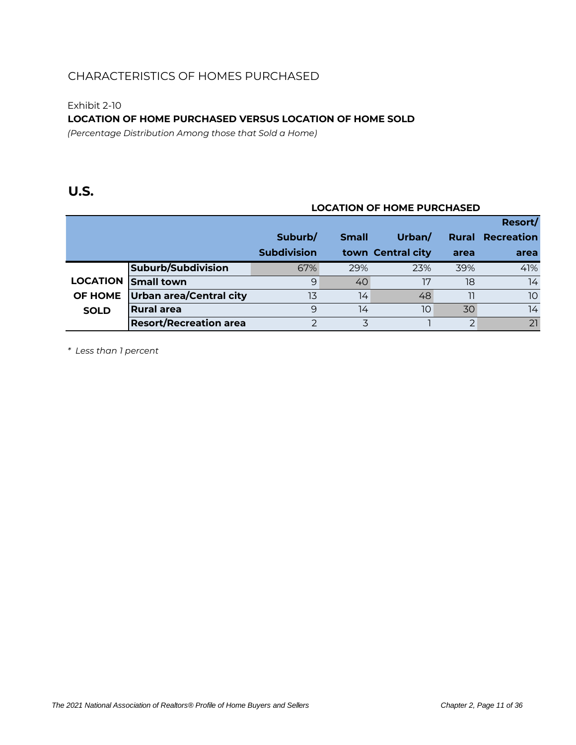## CHARACTERISTICS OF HOMES PURCHASED

Exhibit 2-10

**LOCATION OF HOME PURCHASED VERSUS LOCATION OF HOME SOLD**

*(Percentage Distribution Among those that Sold a Home)*

### U.S.

| | | LOCATION OF HOME PURCHASED | | | | |
|---|---|---|---|---|---|---|
| | | **Suburb/ Subdivision** | **Small town** | **Urban/ Central city** | **Rural area** | **Resort/ Recreation area** |
| **LOCATION OF HOME SOLD** | **Suburb/Subdivision** | 67% | 29% | 23% | 39% | 41% |
| | **Small town** | 9 | 40 | 17 | 18 | 14 |
| | **Urban area/Central city** | 13 | 14 | 48 | 11 | 10 |
| | **Rural area** | 9 | 14 | 10 | 30 | 14 |
| | **Resort/Recreation area** | 2 | 3 | 1 | 2 | 21 |

*\* Less than 1 percent*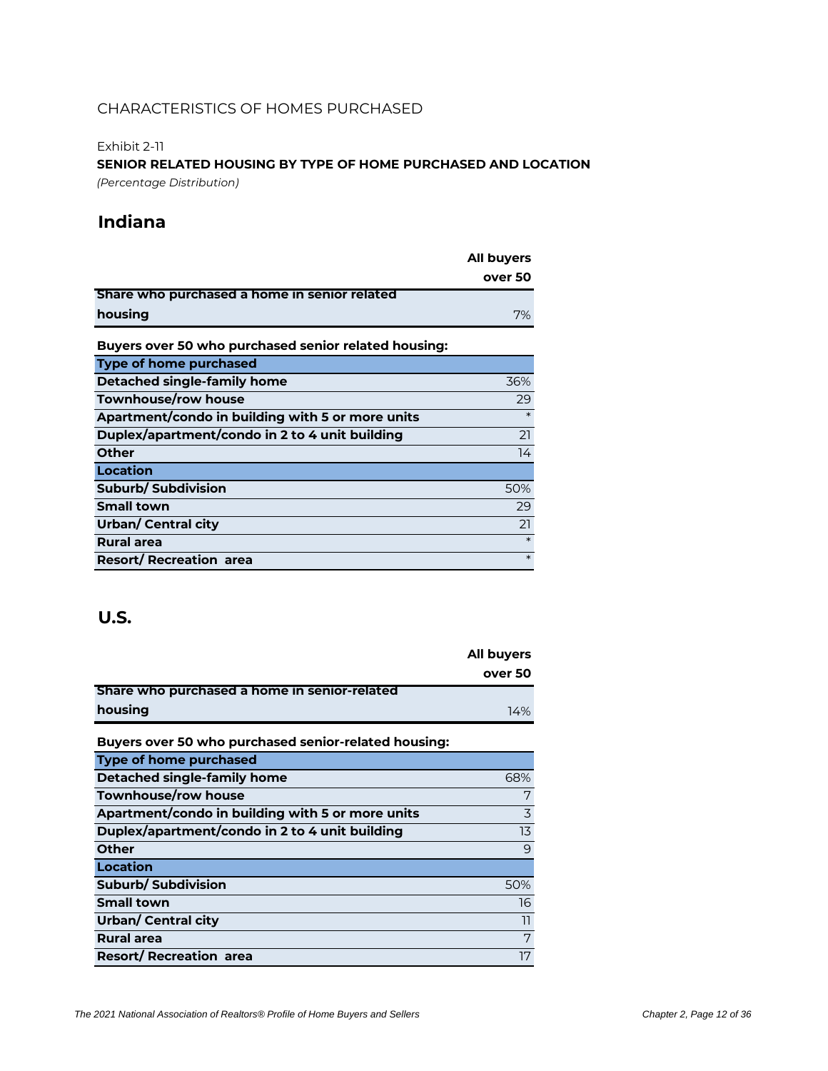CHARACTERISTICS OF HOMES PURCHASED

Exhibit 2-11

**SENIOR RELATED HOUSING BY TYPE OF HOME PURCHASED AND LOCATION**

*(Percentage Distribution)*

## Indiana

| | All buyers over 50 |
|---|---|
| **Share who purchased a home in senior related housing** | 7% |

**Buyers over 50 who purchased senior related housing:**

| | |
|---|---|
| **Type of home purchased** | |
| **Detached single-family home** | 36% |
| **Townhouse/row house** | 29 |
| **Apartment/condo in building with 5 or more units** | * |
| **Duplex/apartment/condo in 2 to 4 unit building** | 21 |
| **Other** | 14 |
| **Location** | |
| **Suburb/ Subdivision** | 50% |
| **Small town** | 29 |
| **Urban/ Central city** | 21 |
| **Rural area** | * |
| **Resort/ Recreation area** | * |

## U.S.

| | All buyers over 50 |
|---|---|
| **Share who purchased a home in senior-related housing** | 14% |

**Buyers over 50 who purchased senior-related housing:**

| | |
|---|---|
| **Type of home purchased** | |
| **Detached single-family home** | 68% |
| **Townhouse/row house** | 7 |
| **Apartment/condo in building with 5 or more units** | 3 |
| **Duplex/apartment/condo in 2 to 4 unit building** | 13 |
| **Other** | 9 |
| **Location** | |
| **Suburb/ Subdivision** | 50% |
| **Small town** | 16 |
| **Urban/ Central city** | 11 |
| **Rural area** | 7 |
| **Resort/ Recreation area** | 17 |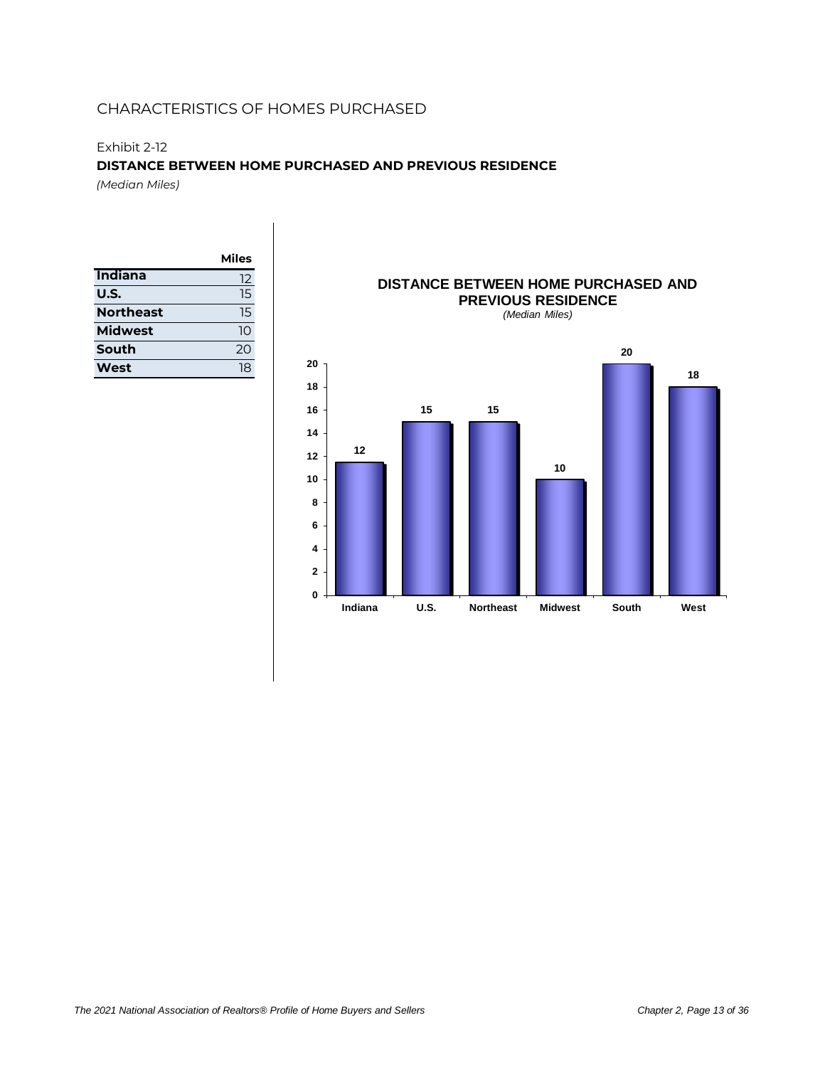CHARACTERISTICS OF HOMES PURCHASED

Exhibit 2-12

**DISTANCE BETWEEN HOME PURCHASED AND PREVIOUS RESIDENCE**

*(Median Miles)*

| | Miles |
|---|---|
| **Indiana** | 12 |
| **U.S.** | 15 |
| **Northeast** | 15 |
| **Midwest** | 10 |
| **South** | 20 |
| **West** | 18 |

**DISTANCE BETWEEN HOME PURCHASED AND PREVIOUS RESIDENCE**
*(Median Miles)*

| | Indiana | U.S. | Northeast | Midwest | South | West |
|---|---|---|---|---|---|---|
| Miles | 12 | 15 | 15 | 10 | 20 | 18 |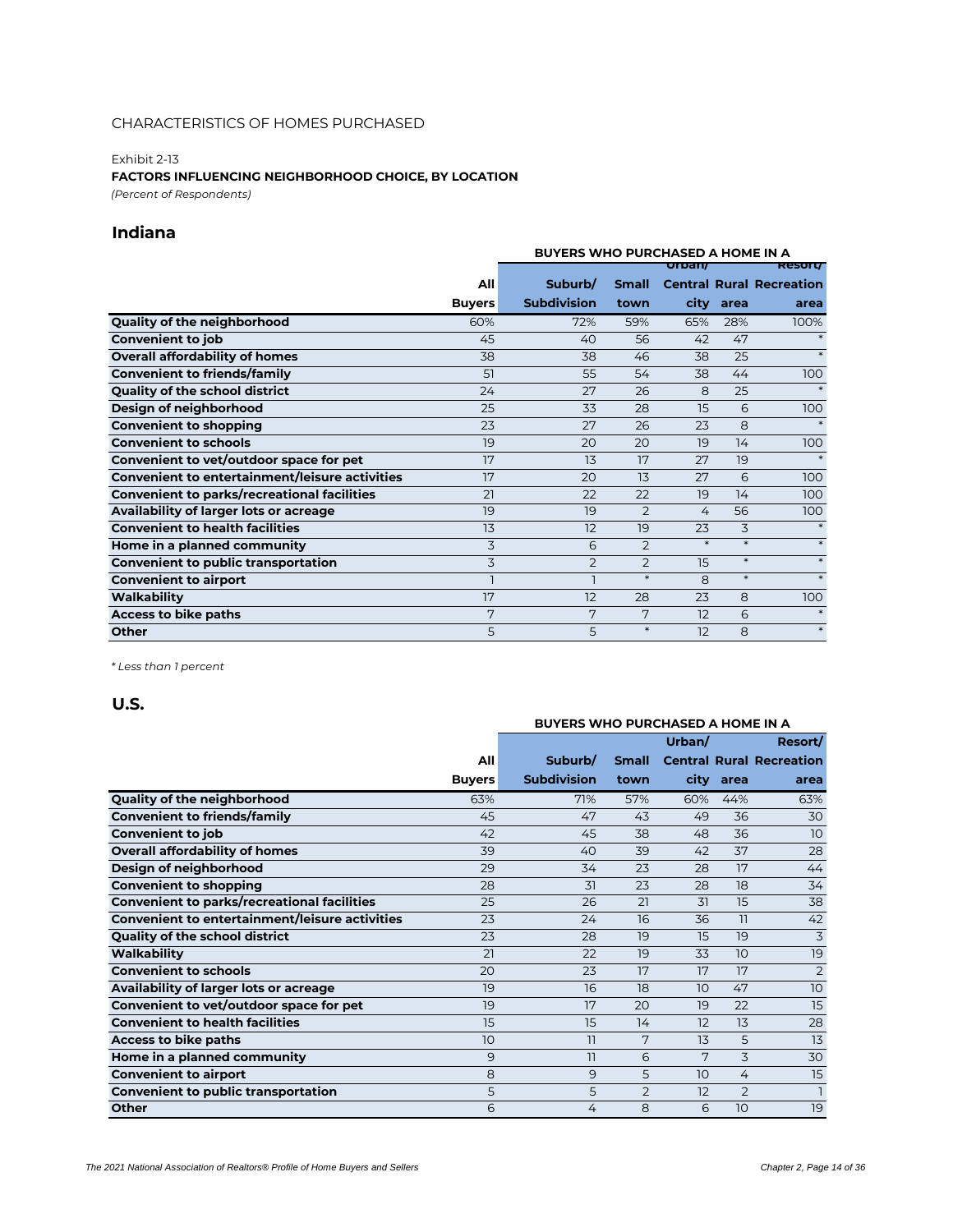CHARACTERISTICS OF HOMES PURCHASED

Exhibit 2-13

**FACTORS INFLUENCING NEIGHBORHOOD CHOICE, BY LOCATION**

*(Percent of Respondents)*

## Indiana

| | | BUYERS WHO PURCHASED A HOME IN A | | | | |
|---|---|---|---|---|---|---|
| | All Buyers | Suburb/ Subdivision | Small town | Urban/ Central city | Rural area | Resort/ Recreation area |
| **Quality of the neighborhood** | 60% | 72% | 59% | 65% | 28% | 100% |
| **Convenient to job** | 45 | 40 | 56 | 42 | 47 | * |
| **Overall affordability of homes** | 38 | 38 | 46 | 38 | 25 | * |
| **Convenient to friends/family** | 51 | 55 | 54 | 38 | 44 | 100 |
| **Quality of the school district** | 24 | 27 | 26 | 8 | 25 | * |
| **Design of neighborhood** | 25 | 33 | 28 | 15 | 6 | 100 |
| **Convenient to shopping** | 23 | 27 | 26 | 23 | 8 | * |
| **Convenient to schools** | 19 | 20 | 20 | 19 | 14 | 100 |
| **Convenient to vet/outdoor space for pet** | 17 | 13 | 17 | 27 | 19 | * |
| **Convenient to entertainment/leisure activities** | 17 | 20 | 13 | 27 | 6 | 100 |
| **Convenient to parks/recreational facilities** | 21 | 22 | 22 | 19 | 14 | 100 |
| **Availability of larger lots or acreage** | 19 | 19 | 2 | 4 | 56 | 100 |
| **Convenient to health facilities** | 13 | 12 | 19 | 23 | 3 | * |
| **Home in a planned community** | 3 | 6 | 2 | * | * | * |
| **Convenient to public transportation** | 3 | 2 | 2 | 15 | * | * |
| **Convenient to airport** | 1 | 1 | * | 8 | * | * |
| **Walkability** | 17 | 12 | 28 | 23 | 8 | 100 |
| **Access to bike paths** | 7 | 7 | 7 | 12 | 6 | * |
| **Other** | 5 | 5 | * | 12 | 8 | * |

*\* Less than 1 percent*

## U.S.

| | | BUYERS WHO PURCHASED A HOME IN A | | | | |
|---|---|---|---|---|---|---|
| | All Buyers | Suburb/ Subdivision | Small town | Urban/ Central city | Rural area | Resort/ Recreation area |
| **Quality of the neighborhood** | 63% | 71% | 57% | 60% | 44% | 63% |
| **Convenient to friends/family** | 45 | 47 | 43 | 49 | 36 | 30 |
| **Convenient to job** | 42 | 45 | 38 | 48 | 36 | 10 |
| **Overall affordability of homes** | 39 | 40 | 39 | 42 | 37 | 28 |
| **Design of neighborhood** | 29 | 34 | 23 | 28 | 17 | 44 |
| **Convenient to shopping** | 28 | 31 | 23 | 28 | 18 | 34 |
| **Convenient to parks/recreational facilities** | 25 | 26 | 21 | 31 | 15 | 38 |
| **Convenient to entertainment/leisure activities** | 23 | 24 | 16 | 36 | 11 | 42 |
| **Quality of the school district** | 23 | 28 | 19 | 15 | 19 | 3 |
| **Walkability** | 21 | 22 | 19 | 33 | 10 | 19 |
| **Convenient to schools** | 20 | 23 | 17 | 17 | 17 | 2 |
| **Availability of larger lots or acreage** | 19 | 16 | 18 | 10 | 47 | 10 |
| **Convenient to vet/outdoor space for pet** | 19 | 17 | 20 | 19 | 22 | 15 |
| **Convenient to health facilities** | 15 | 15 | 14 | 12 | 13 | 28 |
| **Access to bike paths** | 10 | 11 | 7 | 13 | 5 | 13 |
| **Home in a planned community** | 9 | 11 | 6 | 7 | 3 | 30 |
| **Convenient to airport** | 8 | 9 | 5 | 10 | 4 | 15 |
| **Convenient to public transportation** | 5 | 5 | 2 | 12 | 2 | 1 |
| **Other** | 6 | 4 | 8 | 6 | 10 | 19 |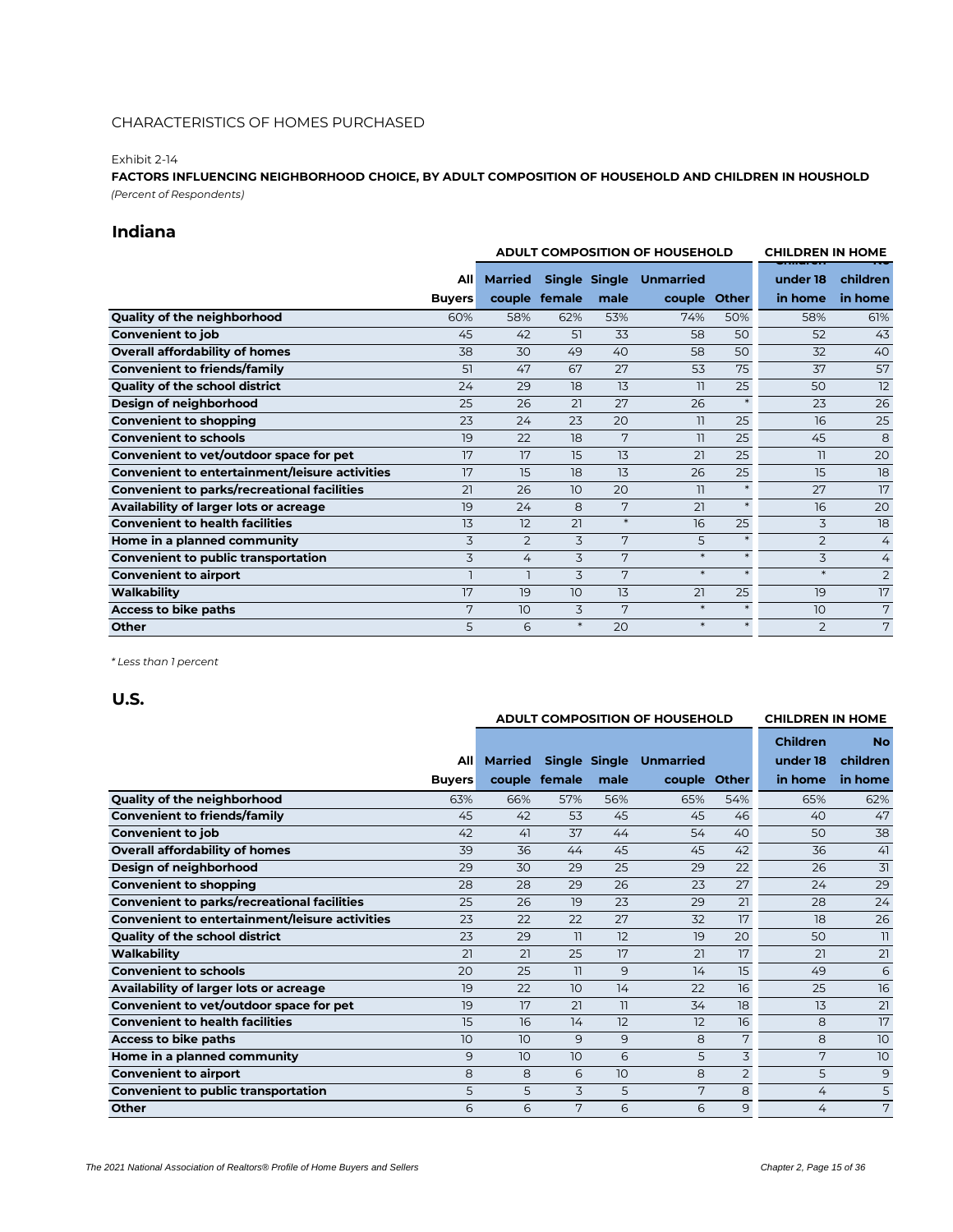CHARACTERISTICS OF HOMES PURCHASED

Exhibit 2-14

**FACTORS INFLUENCING NEIGHBORHOOD CHOICE, BY ADULT COMPOSITION OF HOUSEHOLD AND CHILDREN IN HOUSHOLD**

*(Percent of Respondents)*

## Indiana

| | | ADULT COMPOSITION OF HOUSEHOLD | | | | | CHILDREN IN HOME | |
|---|---|---|---|---|---|---|---|---|
| | All Buyers | Married couple | Single female | Single male | Unmarried couple | Other | Children under 18 in home | No children in home |
| **Quality of the neighborhood** | 60% | 58% | 62% | 53% | 74% | 50% | 58% | 61% |
| **Convenient to job** | 45 | 42 | 51 | 33 | 58 | 50 | 52 | 43 |
| **Overall affordability of homes** | 38 | 30 | 49 | 40 | 58 | 50 | 32 | 40 |
| **Convenient to friends/family** | 51 | 47 | 67 | 27 | 53 | 75 | 37 | 57 |
| **Quality of the school district** | 24 | 29 | 18 | 13 | 11 | 25 | 50 | 12 |
| **Design of neighborhood** | 25 | 26 | 21 | 27 | 26 | * | 23 | 26 |
| **Convenient to shopping** | 23 | 24 | 23 | 20 | 11 | 25 | 16 | 25 |
| **Convenient to schools** | 19 | 22 | 18 | 7 | 11 | 25 | 45 | 8 |
| **Convenient to vet/outdoor space for pet** | 17 | 17 | 15 | 13 | 21 | 25 | 11 | 20 |
| **Convenient to entertainment/leisure activities** | 17 | 15 | 18 | 13 | 26 | 25 | 15 | 18 |
| **Convenient to parks/recreational facilities** | 21 | 26 | 10 | 20 | 11 | * | 27 | 17 |
| **Availability of larger lots or acreage** | 19 | 24 | 8 | 7 | 21 | * | 16 | 20 |
| **Convenient to health facilities** | 13 | 12 | 21 | * | 16 | 25 | 3 | 18 |
| **Home in a planned community** | 3 | 2 | 3 | 7 | 5 | * | 2 | 4 |
| **Convenient to public transportation** | 3 | 4 | 3 | 7 | * | * | 3 | 4 |
| **Convenient to airport** | 1 | 1 | 3 | 7 | * | * | * | 2 |
| **Walkability** | 17 | 19 | 10 | 13 | 21 | 25 | 19 | 17 |
| **Access to bike paths** | 7 | 10 | 3 | 7 | * | * | 10 | 7 |
| **Other** | 5 | 6 | * | 20 | * | * | 2 | 7 |

*\* Less than 1 percent*

## U.S.

| | | ADULT COMPOSITION OF HOUSEHOLD | | | | | CHILDREN IN HOME | |
|---|---|---|---|---|---|---|---|---|
| | All Buyers | Married couple | Single female | Single male | Unmarried couple | Other | Children under 18 in home | No children in home |
| **Quality of the neighborhood** | 63% | 66% | 57% | 56% | 65% | 54% | 65% | 62% |
| **Convenient to friends/family** | 45 | 42 | 53 | 45 | 45 | 46 | 40 | 47 |
| **Convenient to job** | 42 | 41 | 37 | 44 | 54 | 40 | 50 | 38 |
| **Overall affordability of homes** | 39 | 36 | 44 | 45 | 45 | 42 | 36 | 41 |
| **Design of neighborhood** | 29 | 30 | 29 | 25 | 29 | 22 | 26 | 31 |
| **Convenient to shopping** | 28 | 28 | 29 | 26 | 23 | 27 | 24 | 29 |
| **Convenient to parks/recreational facilities** | 25 | 26 | 19 | 23 | 29 | 21 | 28 | 24 |
| **Convenient to entertainment/leisure activities** | 23 | 22 | 22 | 27 | 32 | 17 | 18 | 26 |
| **Quality of the school district** | 23 | 29 | 11 | 12 | 19 | 20 | 50 | 11 |
| **Walkability** | 21 | 21 | 25 | 17 | 21 | 17 | 21 | 21 |
| **Convenient to schools** | 20 | 25 | 11 | 9 | 14 | 15 | 49 | 6 |
| **Availability of larger lots or acreage** | 19 | 22 | 10 | 14 | 22 | 16 | 25 | 16 |
| **Convenient to vet/outdoor space for pet** | 19 | 17 | 21 | 11 | 34 | 18 | 13 | 21 |
| **Convenient to health facilities** | 15 | 16 | 14 | 12 | 12 | 16 | 8 | 17 |
| **Access to bike paths** | 10 | 10 | 9 | 9 | 8 | 7 | 8 | 10 |
| **Home in a planned community** | 9 | 10 | 10 | 6 | 5 | 3 | 7 | 10 |
| **Convenient to airport** | 8 | 8 | 6 | 10 | 8 | 2 | 5 | 9 |
| **Convenient to public transportation** | 5 | 5 | 3 | 5 | 7 | 8 | 4 | 5 |
| **Other** | 6 | 6 | 7 | 6 | 6 | 9 | 4 | 7 |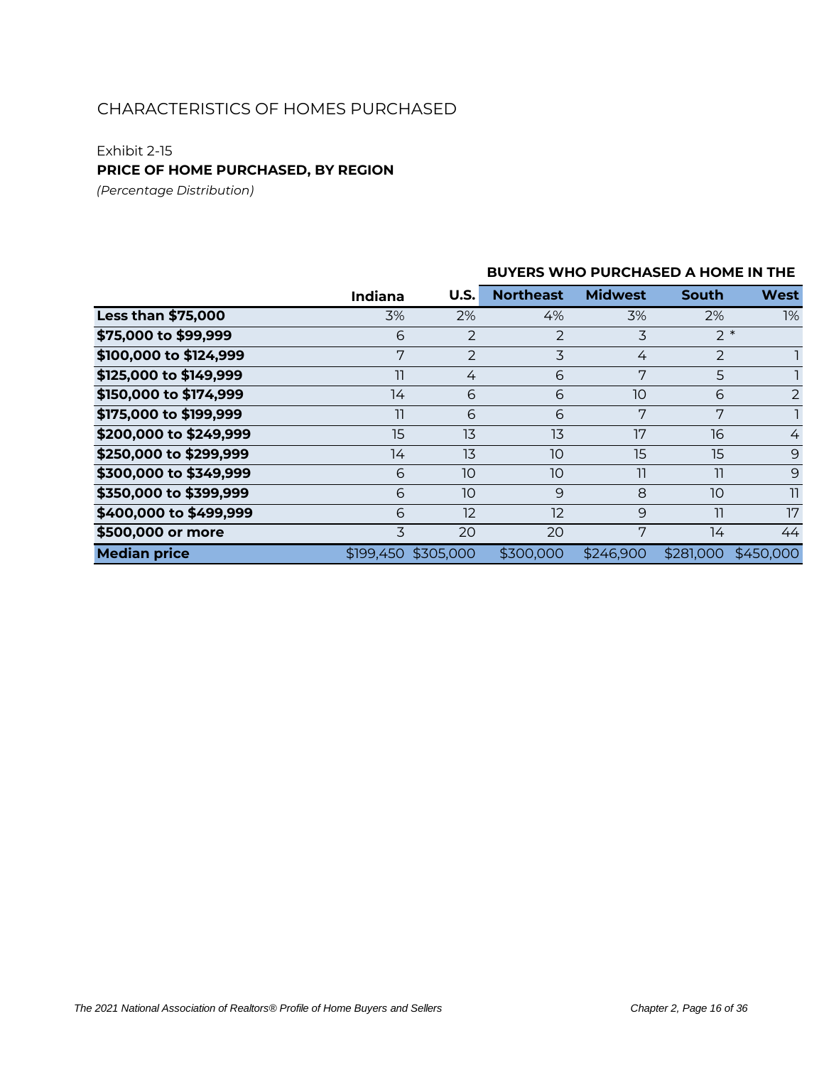## CHARACTERISTICS OF HOMES PURCHASED

Exhibit 2-15

**PRICE OF HOME PURCHASED, BY REGION**

*(Percentage Distribution)*

| | Indiana | U.S. | BUYERS WHO PURCHASED A HOME IN THE | | | |
|---|---|---|---|---|---|---|
| | | | **Northeast** | **Midwest** | **South** | **West** |
| **Less than $75,000** | 3% | 2% | 4% | 3% | 2% | 1% |
| **$75,000 to $99,999** | 6 | 2 | 2 | 3 | 2 | * |
| **$100,000 to $124,999** | 7 | 2 | 3 | 4 | 2 | 1 |
| **$125,000 to $149,999** | 11 | 4 | 6 | 7 | 5 | 1 |
| **$150,000 to $174,999** | 14 | 6 | 6 | 10 | 6 | 2 |
| **$175,000 to $199,999** | 11 | 6 | 6 | 7 | 7 | 1 |
| **$200,000 to $249,999** | 15 | 13 | 13 | 17 | 16 | 4 |
| **$250,000 to $299,999** | 14 | 13 | 10 | 15 | 15 | 9 |
| **$300,000 to $349,999** | 6 | 10 | 10 | 11 | 11 | 9 |
| **$350,000 to $399,999** | 6 | 10 | 9 | 8 | 10 | 11 |
| **$400,000 to $499,999** | 6 | 12 | 12 | 9 | 11 | 17 |
| **$500,000 or more** | 3 | 20 | 20 | 7 | 14 | 44 |
| **Median price** | $199,450 | $305,000 | $300,000 | $246,900 | $281,000 | $450,000 |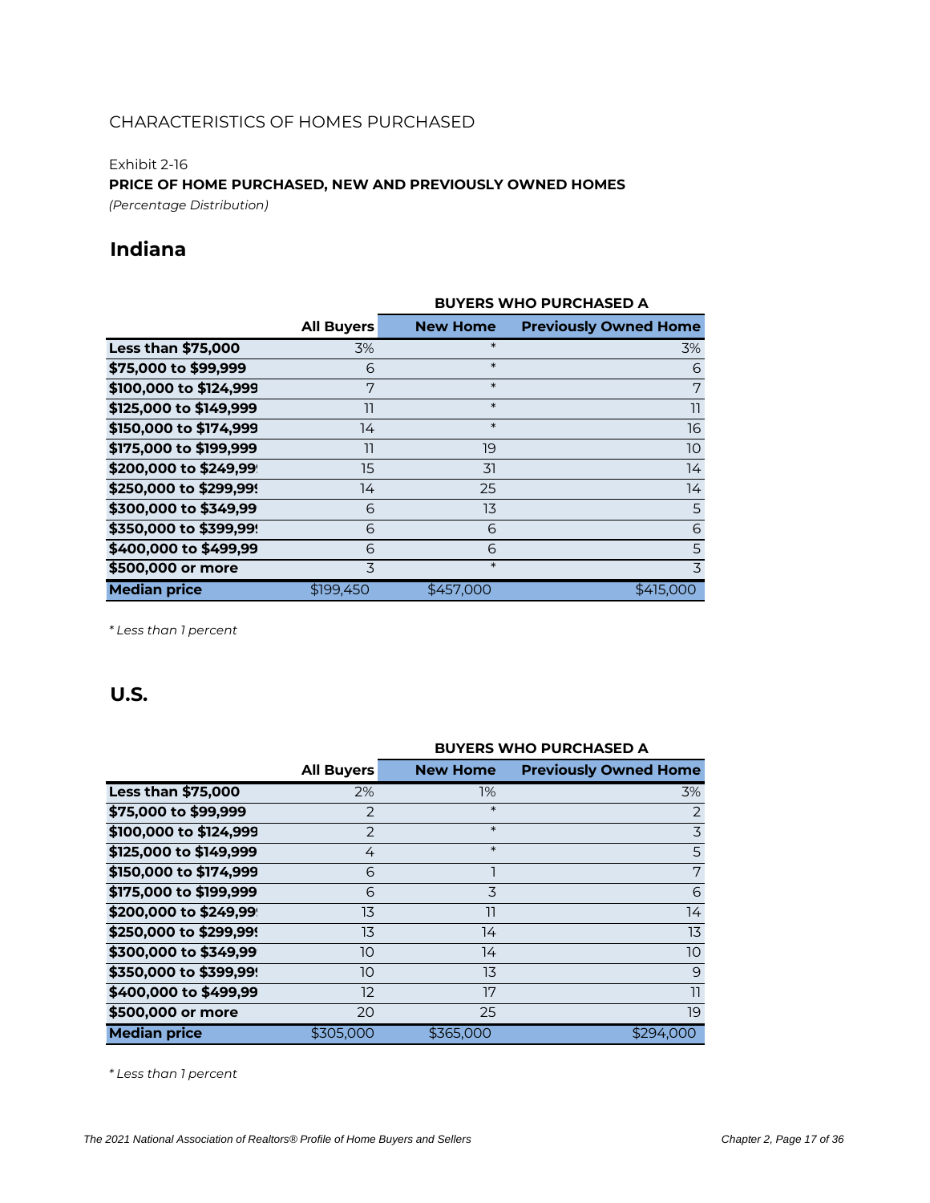CHARACTERISTICS OF HOMES PURCHASED

Exhibit 2-16

**PRICE OF HOME PURCHASED, NEW AND PREVIOUSLY OWNED HOMES**

*(Percentage Distribution)*

## Indiana

| | | BUYERS WHO PURCHASED A | |
|---|---|---|---|
| | **All Buyers** | **New Home** | **Previously Owned Home** |
| **Less than $75,000** | 3% | * | 3% |
| **$75,000 to $99,999** | 6 | * | 6 |
| **$100,000 to $124,999** | 7 | * | 7 |
| **$125,000 to $149,999** | 11 | * | 11 |
| **$150,000 to $174,999** | 14 | * | 16 |
| **$175,000 to $199,999** | 11 | 19 | 10 |
| **$200,000 to $249,999** | 15 | 31 | 14 |
| **$250,000 to $299,999** | 14 | 25 | 14 |
| **$300,000 to $349,999** | 6 | 13 | 5 |
| **$350,000 to $399,999** | 6 | 6 | 6 |
| **$400,000 to $499,999** | 6 | 6 | 5 |
| **$500,000 or more** | 3 | * | 3 |
| **Median price** | $199,450 | $457,000 | $415,000 |

*\* Less than 1 percent*

## U.S.

| | | BUYERS WHO PURCHASED A | |
|---|---|---|---|
| | **All Buyers** | **New Home** | **Previously Owned Home** |
| **Less than $75,000** | 2% | 1% | 3% |
| **$75,000 to $99,999** | 2 | * | 2 |
| **$100,000 to $124,999** | 2 | * | 3 |
| **$125,000 to $149,999** | 4 | * | 5 |
| **$150,000 to $174,999** | 6 | 1 | 7 |
| **$175,000 to $199,999** | 6 | 3 | 6 |
| **$200,000 to $249,999** | 13 | 11 | 14 |
| **$250,000 to $299,999** | 13 | 14 | 13 |
| **$300,000 to $349,999** | 10 | 14 | 10 |
| **$350,000 to $399,999** | 10 | 13 | 9 |
| **$400,000 to $499,999** | 12 | 17 | 11 |
| **$500,000 or more** | 20 | 25 | 19 |
| **Median price** | $305,000 | $365,000 | $294,000 |

*\* Less than 1 percent*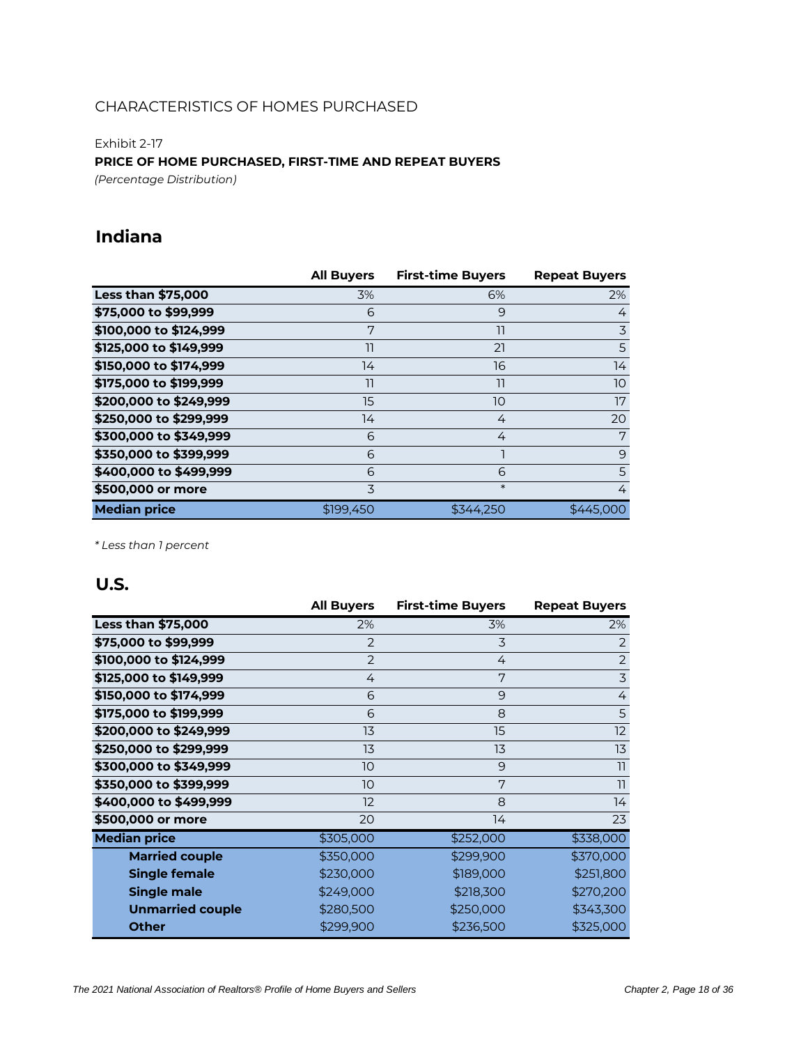## CHARACTERISTICS OF HOMES PURCHASED

Exhibit 2-17

**PRICE OF HOME PURCHASED, FIRST-TIME AND REPEAT BUYERS**

*(Percentage Distribution)*

### Indiana

| | All Buyers | First-time Buyers | Repeat Buyers |
|---|---|---|---|
| **Less than $75,000** | 3% | 6% | 2% |
| **$75,000 to $99,999** | 6 | 9 | 4 |
| **$100,000 to $124,999** | 7 | 11 | 3 |
| **$125,000 to $149,999** | 11 | 21 | 5 |
| **$150,000 to $174,999** | 14 | 16 | 14 |
| **$175,000 to $199,999** | 11 | 11 | 10 |
| **$200,000 to $249,999** | 15 | 10 | 17 |
| **$250,000 to $299,999** | 14 | 4 | 20 |
| **$300,000 to $349,999** | 6 | 4 | 7 |
| **$350,000 to $399,999** | 6 | 1 | 9 |
| **$400,000 to $499,999** | 6 | 6 | 5 |
| **$500,000 or more** | 3 | * | 4 |
| **Median price** | $199,450 | $344,250 | $445,000 |

*\* Less than 1 percent*

### U.S.

| | All Buyers | First-time Buyers | Repeat Buyers |
|---|---|---|---|
| **Less than $75,000** | 2% | 3% | 2% |
| **$75,000 to $99,999** | 2 | 3 | 2 |
| **$100,000 to $124,999** | 2 | 4 | 2 |
| **$125,000 to $149,999** | 4 | 7 | 3 |
| **$150,000 to $174,999** | 6 | 9 | 4 |
| **$175,000 to $199,999** | 6 | 8 | 5 |
| **$200,000 to $249,999** | 13 | 15 | 12 |
| **$250,000 to $299,999** | 13 | 13 | 13 |
| **$300,000 to $349,999** | 10 | 9 | 11 |
| **$350,000 to $399,999** | 10 | 7 | 11 |
| **$400,000 to $499,999** | 12 | 8 | 14 |
| **$500,000 or more** | 20 | 14 | 23 |
| **Median price** | $305,000 | $252,000 | $338,000 |
| **Married couple** | $350,000 | $299,900 | $370,000 |
| **Single female** | $230,000 | $189,000 | $251,800 |
| **Single male** | $249,000 | $218,300 | $270,200 |
| **Unmarried couple** | $280,500 | $250,000 | $343,300 |
| **Other** | $299,900 | $236,500 | $325,000 |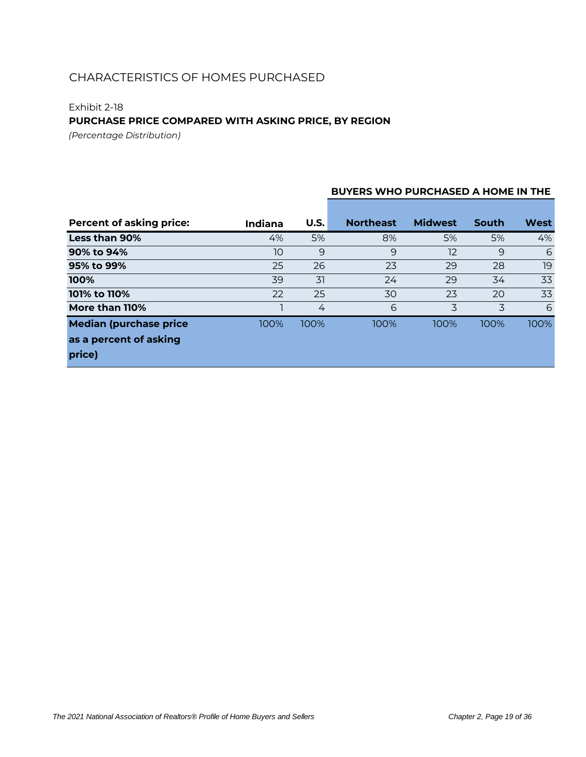## CHARACTERISTICS OF HOMES PURCHASED

Exhibit 2-18

**PURCHASE PRICE COMPARED WITH ASKING PRICE, BY REGION**

*(Percentage Distribution)*

| | | | BUYERS WHO PURCHASED A HOME IN THE | | | |
|---|---|---|---|---|---|---|
| **Percent of asking price:** | **Indiana** | **U.S.** | **Northeast** | **Midwest** | **South** | **West** |
| **Less than 90%** | 4% | 5% | 8% | 5% | 5% | 4% |
| **90% to 94%** | 10 | 9 | 9 | 12 | 9 | 6 |
| **95% to 99%** | 25 | 26 | 23 | 29 | 28 | 19 |
| **100%** | 39 | 31 | 24 | 29 | 34 | 33 |
| **101% to 110%** | 22 | 25 | 30 | 23 | 20 | 33 |
| **More than 110%** | 1 | 4 | 6 | 3 | 3 | 6 |
| **Median (purchase price as a percent of asking price)** | 100% | 100% | 100% | 100% | 100% | 100% |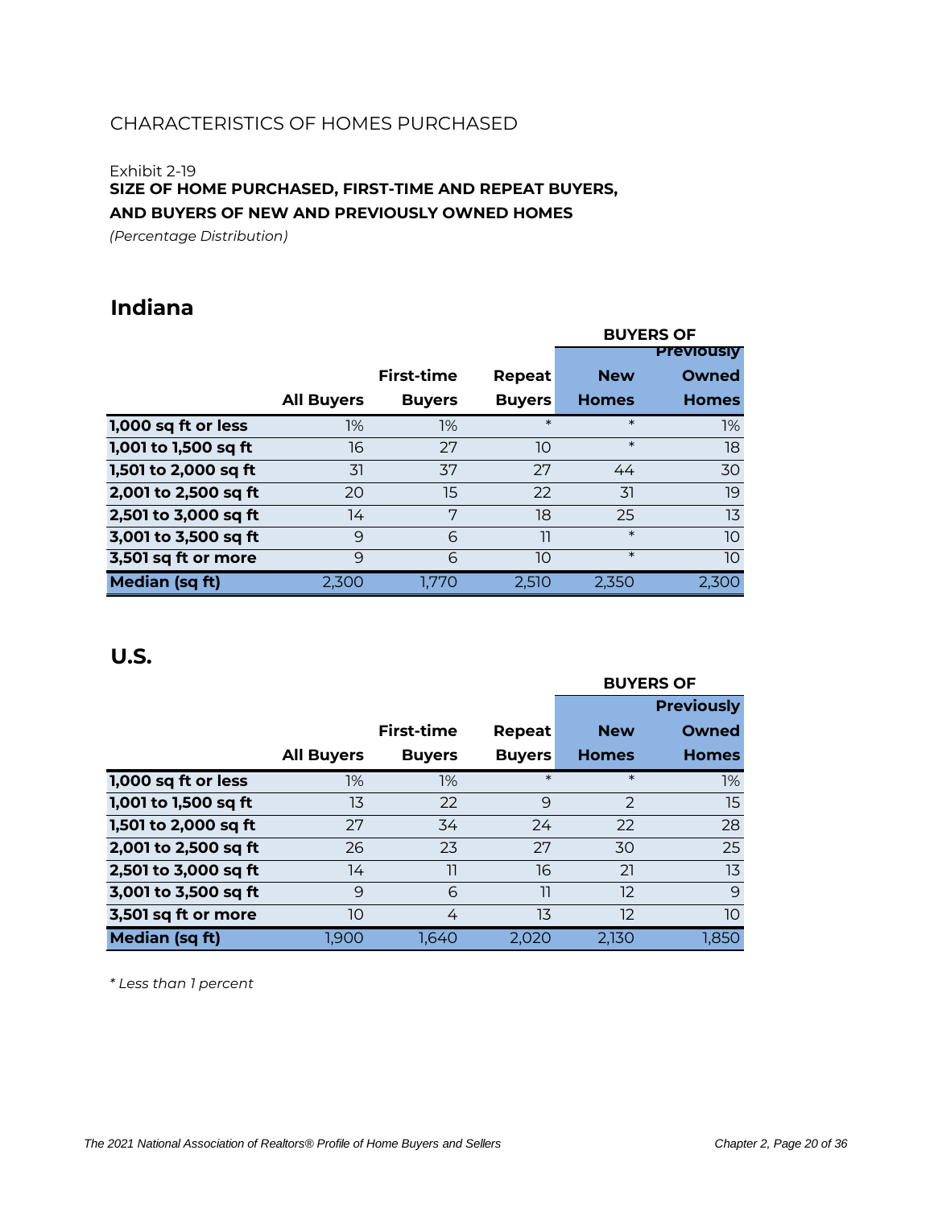CHARACTERISTICS OF HOMES PURCHASED

Exhibit 2-19

**SIZE OF HOME PURCHASED, FIRST-TIME AND REPEAT BUYERS, AND BUYERS OF NEW AND PREVIOUSLY OWNED HOMES**

*(Percentage Distribution)*

## Indiana

| | | | | BUYERS OF | |
|---|---|---|---|---|---|
| | All Buyers | First-time Buyers | Repeat Buyers | New Homes | Previously Owned Homes |
| 1,000 sq ft or less | 1% | 1% | * | * | 1% |
| 1,001 to 1,500 sq ft | 16 | 27 | 10 | * | 18 |
| 1,501 to 2,000 sq ft | 31 | 37 | 27 | 44 | 30 |
| 2,001 to 2,500 sq ft | 20 | 15 | 22 | 31 | 19 |
| 2,501 to 3,000 sq ft | 14 | 7 | 18 | 25 | 13 |
| 3,001 to 3,500 sq ft | 9 | 6 | 11 | * | 10 |
| 3,501 sq ft or more | 9 | 6 | 10 | * | 10 |
| **Median (sq ft)** | 2,300 | 1,770 | 2,510 | 2,350 | 2,300 |

## U.S.

| | | | | BUYERS OF | |
|---|---|---|---|---|---|
| | All Buyers | First-time Buyers | Repeat Buyers | New Homes | Previously Owned Homes |
| 1,000 sq ft or less | 1% | 1% | * | * | 1% |
| 1,001 to 1,500 sq ft | 13 | 22 | 9 | 2 | 15 |
| 1,501 to 2,000 sq ft | 27 | 34 | 24 | 22 | 28 |
| 2,001 to 2,500 sq ft | 26 | 23 | 27 | 30 | 25 |
| 2,501 to 3,000 sq ft | 14 | 11 | 16 | 21 | 13 |
| 3,001 to 3,500 sq ft | 9 | 6 | 11 | 12 | 9 |
| 3,501 sq ft or more | 10 | 4 | 13 | 12 | 10 |
| **Median (sq ft)** | 1,900 | 1,640 | 2,020 | 2,130 | 1,850 |

*\* Less than 1 percent*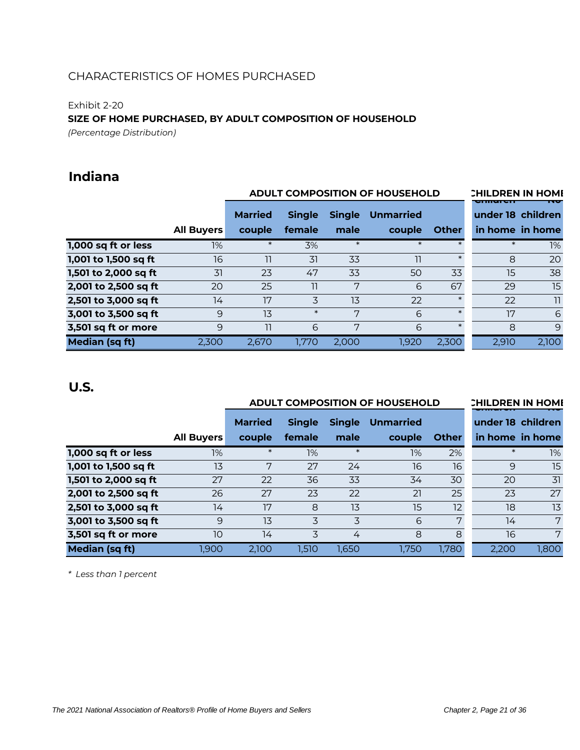## CHARACTERISTICS OF HOMES PURCHASED

Exhibit 2-20

**SIZE OF HOME PURCHASED, BY ADULT COMPOSITION OF HOUSEHOLD**

*(Percentage Distribution)*

### Indiana

| | | ADULT COMPOSITION OF HOUSEHOLD | | | | | CHILDREN IN HOME | |
|---|---|---|---|---|---|---|---|---|
| | All Buyers | Married couple | Single female | Single male | Unmarried couple | Other | Children under 18 in home | No children in home |
| **1,000 sq ft or less** | 1% | * | 3% | * | * | * | * | 1% |
| **1,001 to 1,500 sq ft** | 16 | 11 | 31 | 33 | 11 | * | 8 | 20 |
| **1,501 to 2,000 sq ft** | 31 | 23 | 47 | 33 | 50 | 33 | 15 | 38 |
| **2,001 to 2,500 sq ft** | 20 | 25 | 11 | 7 | 6 | 67 | 29 | 15 |
| **2,501 to 3,000 sq ft** | 14 | 17 | 3 | 13 | 22 | * | 22 | 11 |
| **3,001 to 3,500 sq ft** | 9 | 13 | * | 7 | 6 | * | 17 | 6 |
| **3,501 sq ft or more** | 9 | 11 | 6 | 7 | 6 | * | 8 | 9 |
| **Median (sq ft)** | 2,300 | 2,670 | 1,770 | 2,000 | 1,920 | 2,300 | 2,910 | 2,100 |

### U.S.

| | | ADULT COMPOSITION OF HOUSEHOLD | | | | | CHILDREN IN HOME | |
|---|---|---|---|---|---|---|---|---|
| | All Buyers | Married couple | Single female | Single male | Unmarried couple | Other | Children under 18 in home | No children in home |
| **1,000 sq ft or less** | 1% | * | 1% | * | 1% | 2% | * | 1% |
| **1,001 to 1,500 sq ft** | 13 | 7 | 27 | 24 | 16 | 16 | 9 | 15 |
| **1,501 to 2,000 sq ft** | 27 | 22 | 36 | 33 | 34 | 30 | 20 | 31 |
| **2,001 to 2,500 sq ft** | 26 | 27 | 23 | 22 | 21 | 25 | 23 | 27 |
| **2,501 to 3,000 sq ft** | 14 | 17 | 8 | 13 | 15 | 12 | 18 | 13 |
| **3,001 to 3,500 sq ft** | 9 | 13 | 3 | 3 | 6 | 7 | 14 | 7 |
| **3,501 sq ft or more** | 10 | 14 | 3 | 4 | 8 | 8 | 16 | 7 |
| **Median (sq ft)** | 1,900 | 2,100 | 1,510 | 1,650 | 1,750 | 1,780 | 2,200 | 1,800 |

*\* Less than 1 percent*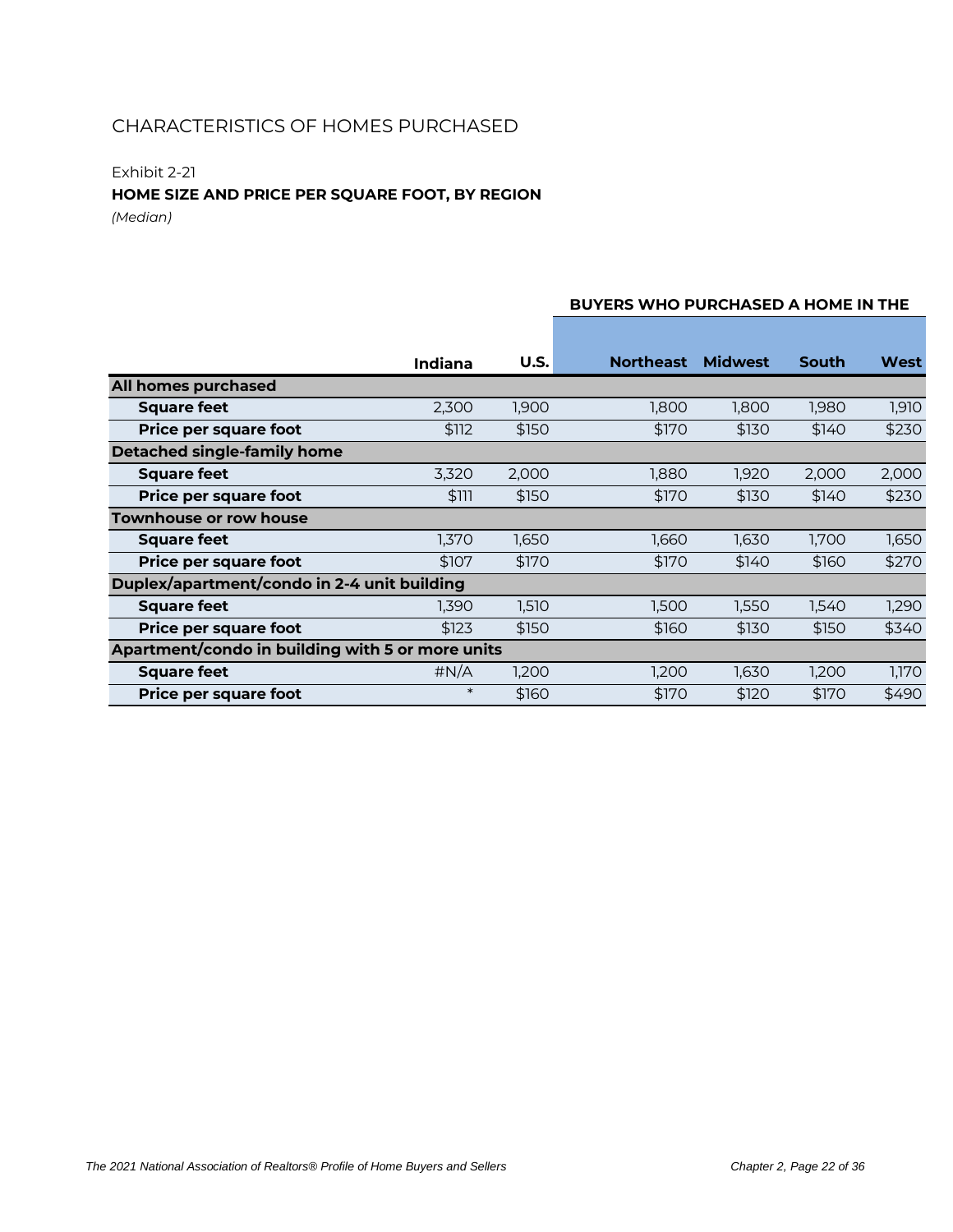## CHARACTERISTICS OF HOMES PURCHASED

Exhibit 2-21

**HOME SIZE AND PRICE PER SQUARE FOOT, BY REGION**

*(Median)*

| | | | BUYERS WHO PURCHASED A HOME IN THE | | | |
|---|---|---|---|---|---|---|
| | **Indiana** | **U.S.** | **Northeast** | **Midwest** | **South** | **West** |
| **All homes purchased** | | | | | | |
| **Square feet** | 2,300 | 1,900 | 1,800 | 1,800 | 1,980 | 1,910 |
| **Price per square foot** | $112 | $150 | $170 | $130 | $140 | $230 |
| **Detached single-family home** | | | | | | |
| **Square feet** | 3,320 | 2,000 | 1,880 | 1,920 | 2,000 | 2,000 |
| **Price per square foot** | $111 | $150 | $170 | $130 | $140 | $230 |
| **Townhouse or row house** | | | | | | |
| **Square feet** | 1,370 | 1,650 | 1,660 | 1,630 | 1,700 | 1,650 |
| **Price per square foot** | $107 | $170 | $170 | $140 | $160 | $270 |
| **Duplex/apartment/condo in 2-4 unit building** | | | | | | |
| **Square feet** | 1,390 | 1,510 | 1,500 | 1,550 | 1,540 | 1,290 |
| **Price per square foot** | $123 | $150 | $160 | $130 | $150 | $340 |
| **Apartment/condo in building with 5 or more units** | | | | | | |
| **Square feet** | #N/A | 1,200 | 1,200 | 1,630 | 1,200 | 1,170 |
| **Price per square foot** | * | $160 | $170 | $120 | $170 | $490 |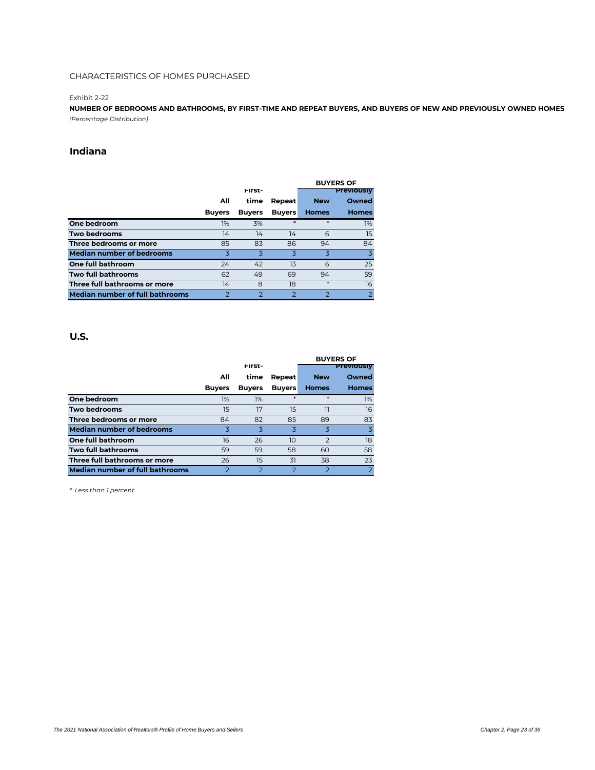CHARACTERISTICS OF HOMES PURCHASED

Exhibit 2-22

**NUMBER OF BEDROOMS AND BATHROOMS, BY FIRST-TIME AND REPEAT BUYERS, AND BUYERS OF NEW AND PREVIOUSLY OWNED HOMES**

*(Percentage Distribution)*

## Indiana

| | All Buyers | First-time Buyers | Repeat Buyers | BUYERS OF New Homes | BUYERS OF Previously Owned Homes |
|---|---|---|---|---|---|
| **One bedroom** | 1% | 3% | * | * | 1% |
| **Two bedrooms** | 14 | 14 | 14 | 6 | 15 |
| **Three bedrooms or more** | 85 | 83 | 86 | 94 | 84 |
| **Median number of bedrooms** | 3 | 3 | 3 | 3 | 3 |
| **One full bathroom** | 24 | 42 | 13 | 6 | 25 |
| **Two full bathrooms** | 62 | 49 | 69 | 94 | 59 |
| **Three full bathrooms or more** | 14 | 8 | 18 | * | 16 |
| **Median number of full bathrooms** | 2 | 2 | 2 | 2 | 2 |

## U.S.

| | All Buyers | First-time Buyers | Repeat Buyers | BUYERS OF New Homes | BUYERS OF Previously Owned Homes |
|---|---|---|---|---|---|
| **One bedroom** | 1% | 1% | * | * | 1% |
| **Two bedrooms** | 15 | 17 | 15 | 11 | 16 |
| **Three bedrooms or more** | 84 | 82 | 85 | 89 | 83 |
| **Median number of bedrooms** | 3 | 3 | 3 | 3 | 3 |
| **One full bathroom** | 16 | 26 | 10 | 2 | 18 |
| **Two full bathrooms** | 59 | 59 | 58 | 60 | 58 |
| **Three full bathrooms or more** | 26 | 15 | 31 | 38 | 23 |
| **Median number of full bathrooms** | 2 | 2 | 2 | 2 | 2 |

*\* Less than 1 percent*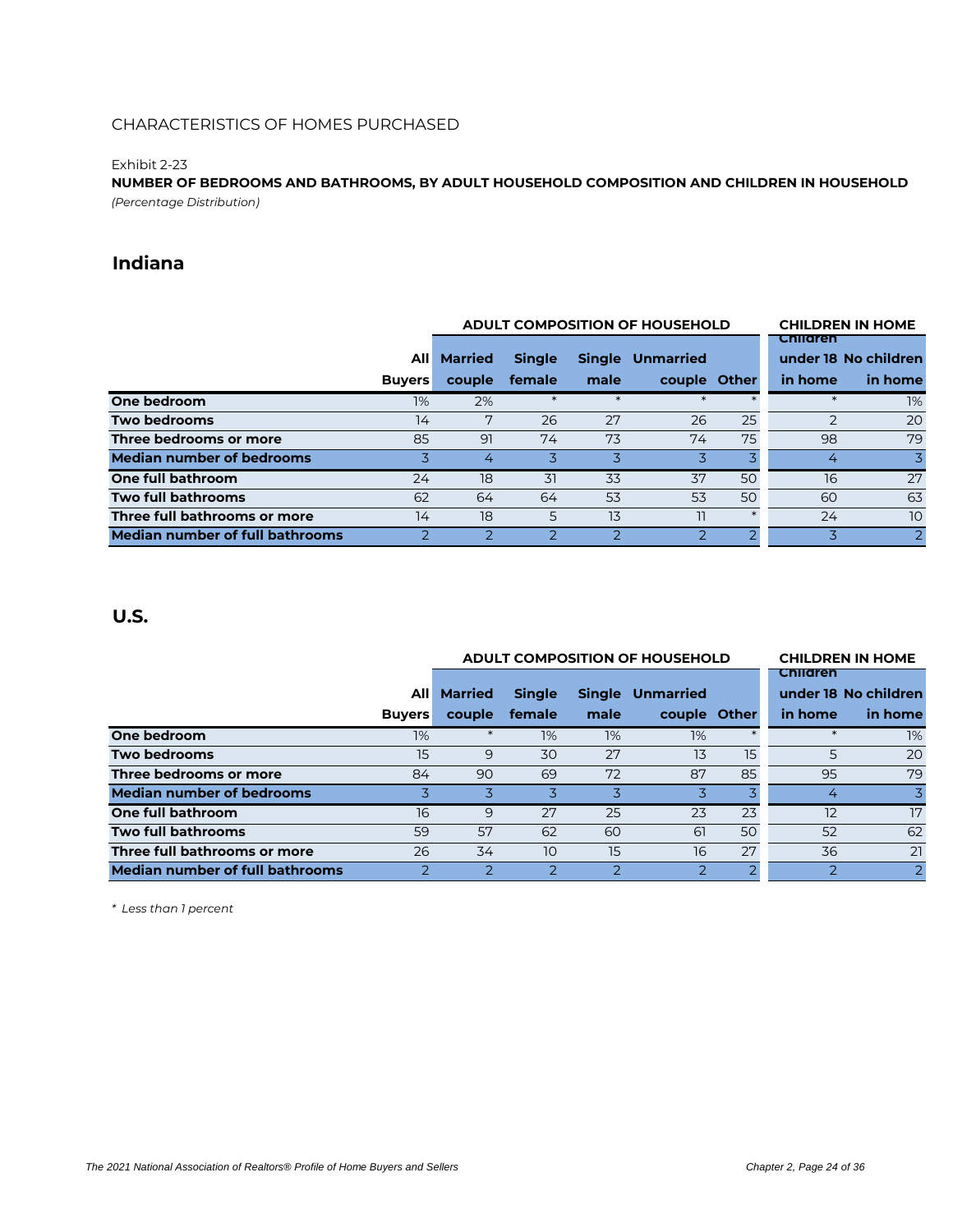CHARACTERISTICS OF HOMES PURCHASED

Exhibit 2-23

**NUMBER OF BEDROOMS AND BATHROOMS, BY ADULT HOUSEHOLD COMPOSITION AND CHILDREN IN HOUSEHOLD**

*(Percentage Distribution)*

## Indiana

| | | ADULT COMPOSITION OF HOUSEHOLD | | | | | CHILDREN IN HOME | |
|---|---|---|---|---|---|---|---|---|
| | All Buyers | Married couple | Single female | Single male | Unmarried couple | Other | Children under 18 in home | No children in home |
| **One bedroom** | 1% | 2% | * | * | * | * | * | 1% |
| **Two bedrooms** | 14 | 7 | 26 | 27 | 26 | 25 | 2 | 20 |
| **Three bedrooms or more** | 85 | 91 | 74 | 73 | 74 | 75 | 98 | 79 |
| **Median number of bedrooms** | 3 | 4 | 3 | 3 | 3 | 3 | 4 | 3 |
| **One full bathroom** | 24 | 18 | 31 | 33 | 37 | 50 | 16 | 27 |
| **Two full bathrooms** | 62 | 64 | 64 | 53 | 53 | 50 | 60 | 63 |
| **Three full bathrooms or more** | 14 | 18 | 5 | 13 | 11 | * | 24 | 10 |
| **Median number of full bathrooms** | 2 | 2 | 2 | 2 | 2 | 2 | 3 | 2 |

## U.S.

| | | ADULT COMPOSITION OF HOUSEHOLD | | | | | CHILDREN IN HOME | |
|---|---|---|---|---|---|---|---|---|
| | All Buyers | Married couple | Single female | Single male | Unmarried couple | Other | Children under 18 in home | No children in home |
| **One bedroom** | 1% | * | 1% | 1% | 1% | * | * | 1% |
| **Two bedrooms** | 15 | 9 | 30 | 27 | 13 | 15 | 5 | 20 |
| **Three bedrooms or more** | 84 | 90 | 69 | 72 | 87 | 85 | 95 | 79 |
| **Median number of bedrooms** | 3 | 3 | 3 | 3 | 3 | 3 | 4 | 3 |
| **One full bathroom** | 16 | 9 | 27 | 25 | 23 | 23 | 12 | 17 |
| **Two full bathrooms** | 59 | 57 | 62 | 60 | 61 | 50 | 52 | 62 |
| **Three full bathrooms or more** | 26 | 34 | 10 | 15 | 16 | 27 | 36 | 21 |
| **Median number of full bathrooms** | 2 | 2 | 2 | 2 | 2 | 2 | 2 | 2 |

*\* Less than 1 percent*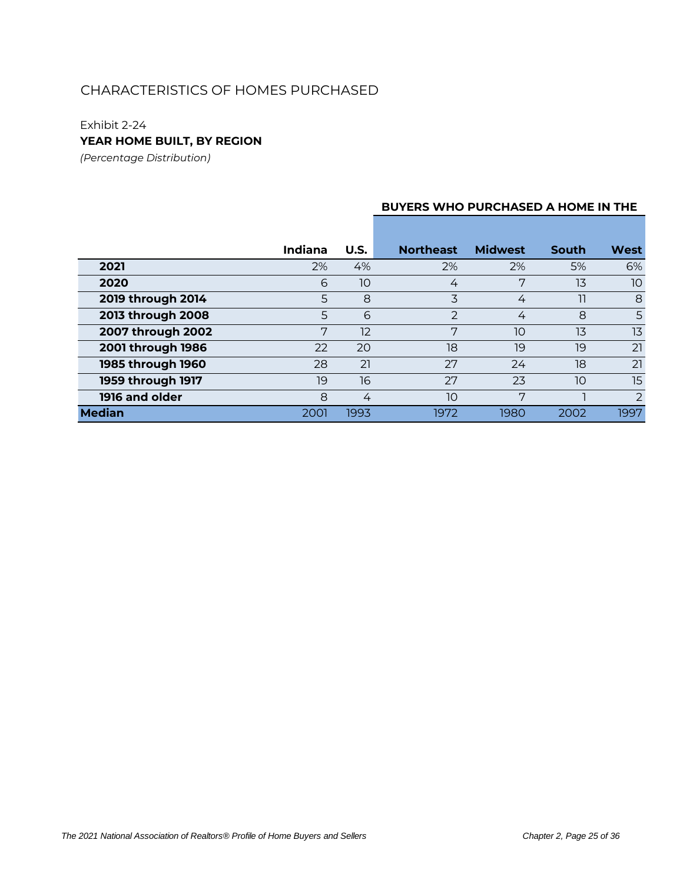## CHARACTERISTICS OF HOMES PURCHASED

Exhibit 2-24

**YEAR HOME BUILT, BY REGION**

*(Percentage Distribution)*

| | | | BUYERS WHO PURCHASED A HOME IN THE | | | |
|---|---|---|---|---|---|---|
| | **Indiana** | **U.S.** | **Northeast** | **Midwest** | **South** | **West** |
| **2021** | 2% | 4% | 2% | 2% | 5% | 6% |
| **2020** | 6 | 10 | 4 | 7 | 13 | 10 |
| **2019 through 2014** | 5 | 8 | 3 | 4 | 11 | 8 |
| **2013 through 2008** | 5 | 6 | 2 | 4 | 8 | 5 |
| **2007 through 2002** | 7 | 12 | 7 | 10 | 13 | 13 |
| **2001 through 1986** | 22 | 20 | 18 | 19 | 19 | 21 |
| **1985 through 1960** | 28 | 21 | 27 | 24 | 18 | 21 |
| **1959 through 1917** | 19 | 16 | 27 | 23 | 10 | 15 |
| **1916 and older** | 8 | 4 | 10 | 7 | 1 | 2 |
| **Median** | 2001 | 1993 | 1972 | 1980 | 2002 | 1997 |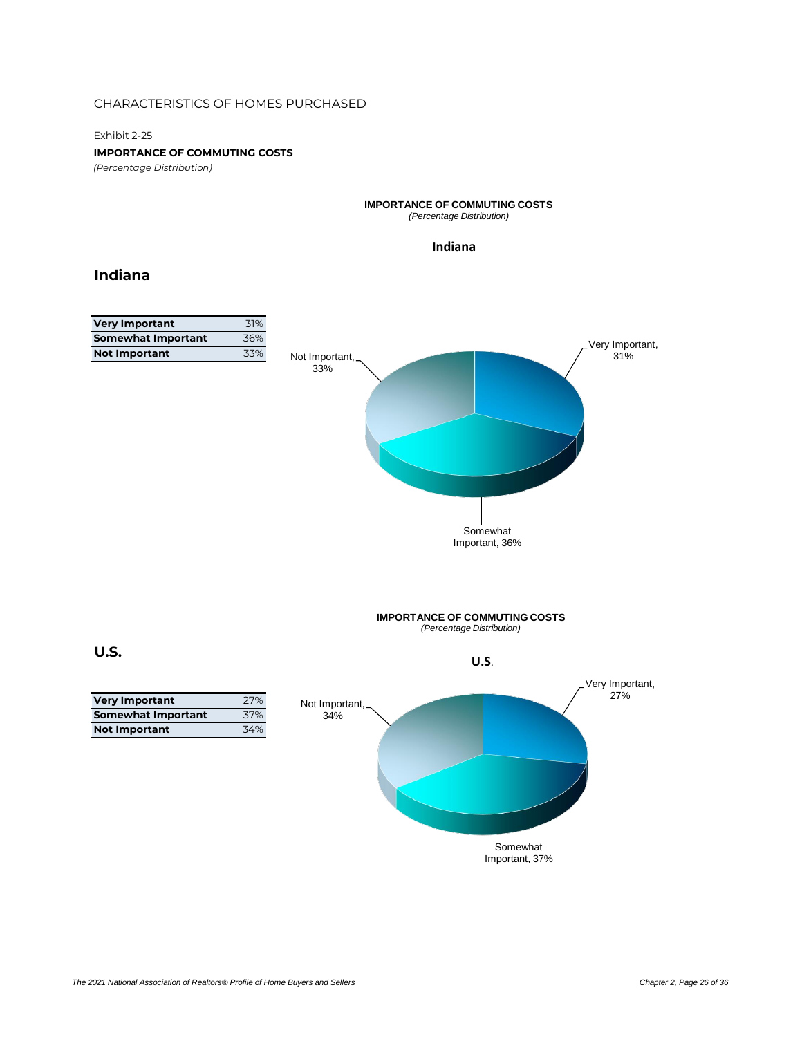CHARACTERISTICS OF HOMES PURCHASED

Exhibit 2-25

**IMPORTANCE OF COMMUTING COSTS**

*(Percentage Distribution)*

## Indiana

| | |
|---|---|
| **Very Important** | 31% |
| **Somewhat Important** | 36% |
| **Not Important** | 33% |

**IMPORTANCE OF COMMUTING COSTS**
*(Percentage Distribution)*

**Indiana**

Very Important, 31%
Somewhat Important, 36%
Not Important, 33%

## U.S.

| | |
|---|---|
| **Very Important** | 27% |
| **Somewhat Important** | 37% |
| **Not Important** | 34% |

**IMPORTANCE OF COMMUTING COSTS**
*(Percentage Distribution)*

**U.S.**

Very Important, 27%
Somewhat Important, 37%
Not Important, 34%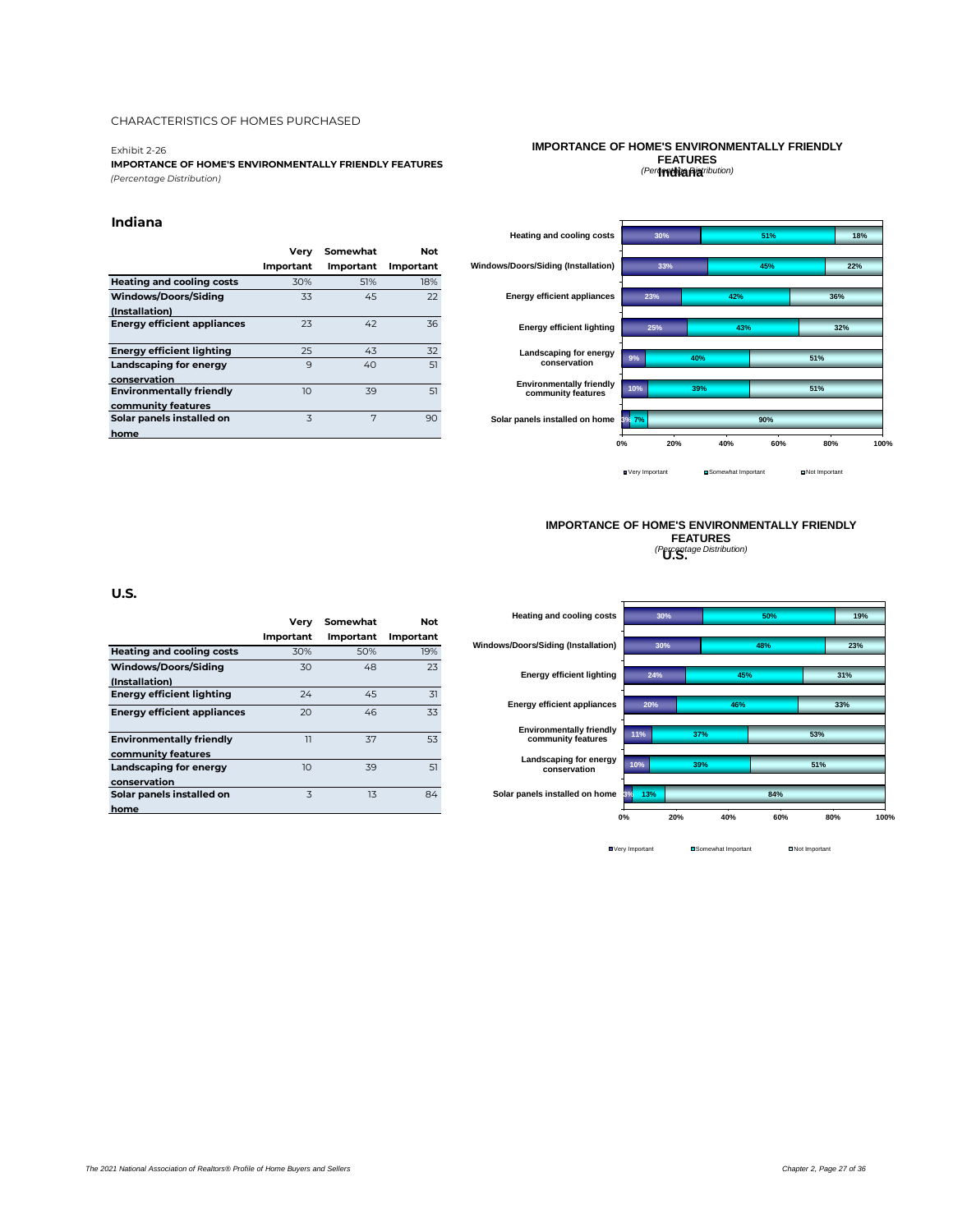CHARACTERISTICS OF HOMES PURCHASED

Exhibit 2-26

**IMPORTANCE OF HOME'S ENVIRONMENTALLY FRIENDLY FEATURES**

*(Percentage Distribution)*

## Indiana

| | Very Important | Somewhat Important | Not Important |
|---|---|---|---|
| **Heating and cooling costs** | 30% | 51% | 18% |
| **Windows/Doors/Siding (Installation)** | 33 | 45 | 22 |
| **Energy efficient appliances** | 23 | 42 | 36 |
| **Energy efficient lighting** | 25 | 43 | 32 |
| **Landscaping for energy conservation** | 9 | 40 | 51 |
| **Environmentally friendly community features** | 10 | 39 | 51 |
| **Solar panels installed on home** | 3 | 7 | 90 |

**IMPORTANCE OF HOME'S ENVIRONMENTALLY FRIENDLY FEATURES**

*(Percentage Distribution)*

**Indiana**

| | Very Important | Somewhat Important | Not Important |
|---|---|---|---|
| Heating and cooling costs | 30% | 51% | 18% |
| Windows/Doors/Siding (Installation) | 33% | 45% | 22% |
| Energy efficient appliances | 23% | 42% | 36% |
| Energy efficient lighting | 25% | 43% | 32% |
| Landscaping for energy conservation | 9% | 40% | 51% |
| Environmentally friendly community features | 10% | 39% | 51% |
| Solar panels installed on home | 3% | 7% | 90% |

## U.S.

| | Very Important | Somewhat Important | Not Important |
|---|---|---|---|
| **Heating and cooling costs** | 30% | 50% | 19% |
| **Windows/Doors/Siding (Installation)** | 30 | 48 | 23 |
| **Energy efficient lighting** | 24 | 45 | 31 |
| **Energy efficient appliances** | 20 | 46 | 33 |
| **Environmentally friendly community features** | 11 | 37 | 53 |
| **Landscaping for energy conservation** | 10 | 39 | 51 |
| **Solar panels installed on home** | 3 | 13 | 84 |

**IMPORTANCE OF HOME'S ENVIRONMENTALLY FRIENDLY FEATURES**

*(Percentage Distribution)*

**U.S.**

| | Very Important | Somewhat Important | Not Important |
|---|---|---|---|
| Heating and cooling costs | 30% | 50% | 19% |
| Windows/Doors/Siding (Installation) | 30% | 48% | 23% |
| Energy efficient lighting | 24% | 45% | 31% |
| Energy efficient appliances | 20% | 46% | 33% |
| Environmentally friendly community features | 11% | 37% | 53% |
| Landscaping for energy conservation | 10% | 39% | 51% |
| Solar panels installed on home | 3% | 13% | 84% |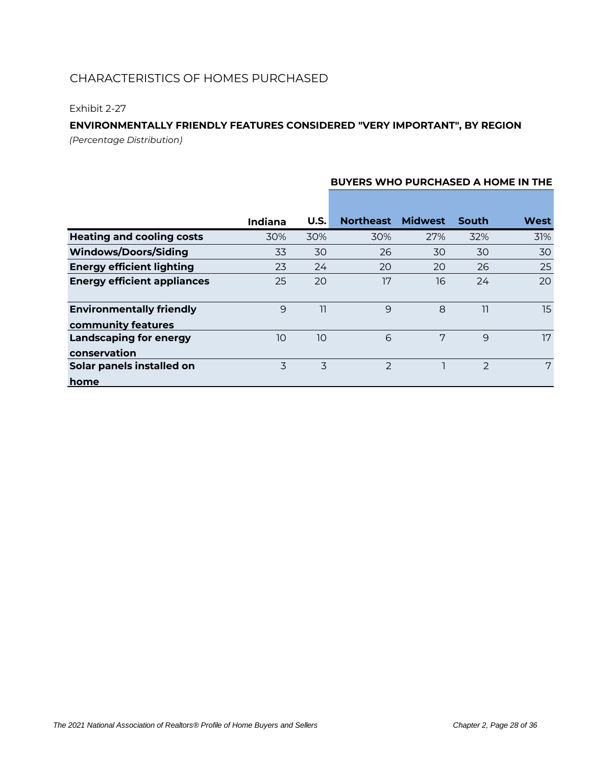## CHARACTERISTICS OF HOMES PURCHASED

Exhibit 2-27

**ENVIRONMENTALLY FRIENDLY FEATURES CONSIDERED "VERY IMPORTANT", BY REGION**

*(Percentage Distribution)*

| | | | BUYERS WHO PURCHASED A HOME IN THE | | | |
|---|---|---|---|---|---|---|
| | **Indiana** | **U.S.** | **Northeast** | **Midwest** | **South** | **West** |
| **Heating and cooling costs** | 30% | 30% | 30% | 27% | 32% | 31% |
| **Windows/Doors/Siding** | 33 | 30 | 26 | 30 | 30 | 30 |
| **Energy efficient lighting** | 23 | 24 | 20 | 20 | 26 | 25 |
| **Energy efficient appliances** | 25 | 20 | 17 | 16 | 24 | 20 |
| **Environmentally friendly community features** | 9 | 11 | 9 | 8 | 11 | 15 |
| **Landscaping for energy conservation** | 10 | 10 | 6 | 7 | 9 | 17 |
| **Solar panels installed on home** | 3 | 3 | 2 | 1 | 2 | 7 |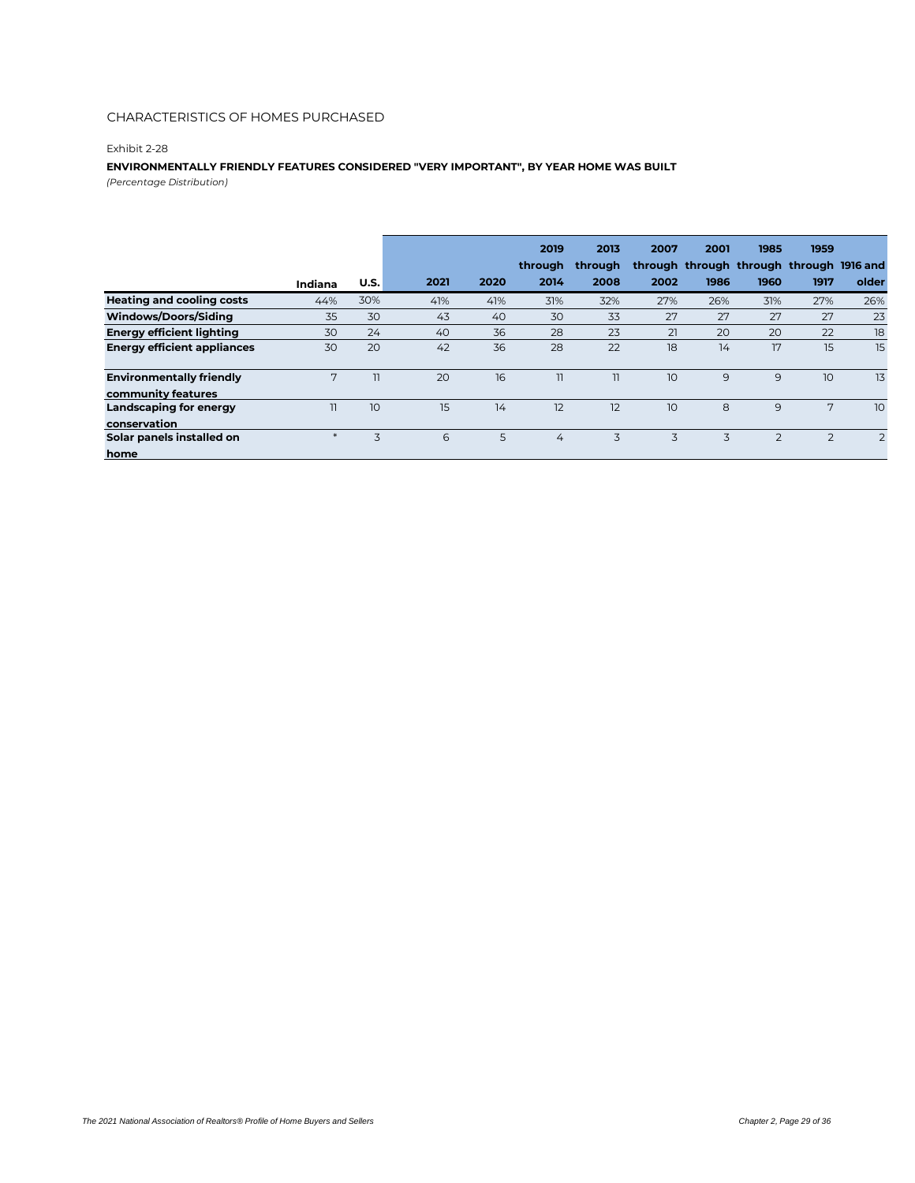CHARACTERISTICS OF HOMES PURCHASED

Exhibit 2-28

**ENVIRONMENTALLY FRIENDLY FEATURES CONSIDERED "VERY IMPORTANT", BY YEAR HOME WAS BUILT**

*(Percentage Distribution)*

| | Indiana | U.S. | 2021 | 2020 | 2019 through 2014 | 2013 through 2008 | 2007 through 2002 | 2001 through 1986 | 1985 through 1960 | 1959 through 1917 | 1916 and older |
|---|---|---|---|---|---|---|---|---|---|---|---|
| **Heating and cooling costs** | 44% | 30% | 41% | 41% | 31% | 32% | 27% | 26% | 31% | 27% | 26% |
| **Windows/Doors/Siding** | 35 | 30 | 43 | 40 | 30 | 33 | 27 | 27 | 27 | 27 | 23 |
| **Energy efficient lighting** | 30 | 24 | 40 | 36 | 28 | 23 | 21 | 20 | 20 | 22 | 18 |
| **Energy efficient appliances** | 30 | 20 | 42 | 36 | 28 | 22 | 18 | 14 | 17 | 15 | 15 |
| **Environmentally friendly community features** | 7 | 11 | 20 | 16 | 11 | 11 | 10 | 9 | 9 | 10 | 13 |
| **Landscaping for energy conservation** | 11 | 10 | 15 | 14 | 12 | 12 | 10 | 8 | 9 | 7 | 10 |
| **Solar panels installed on home** | * | 3 | 6 | 5 | 4 | 3 | 3 | 3 | 2 | 2 | 2 |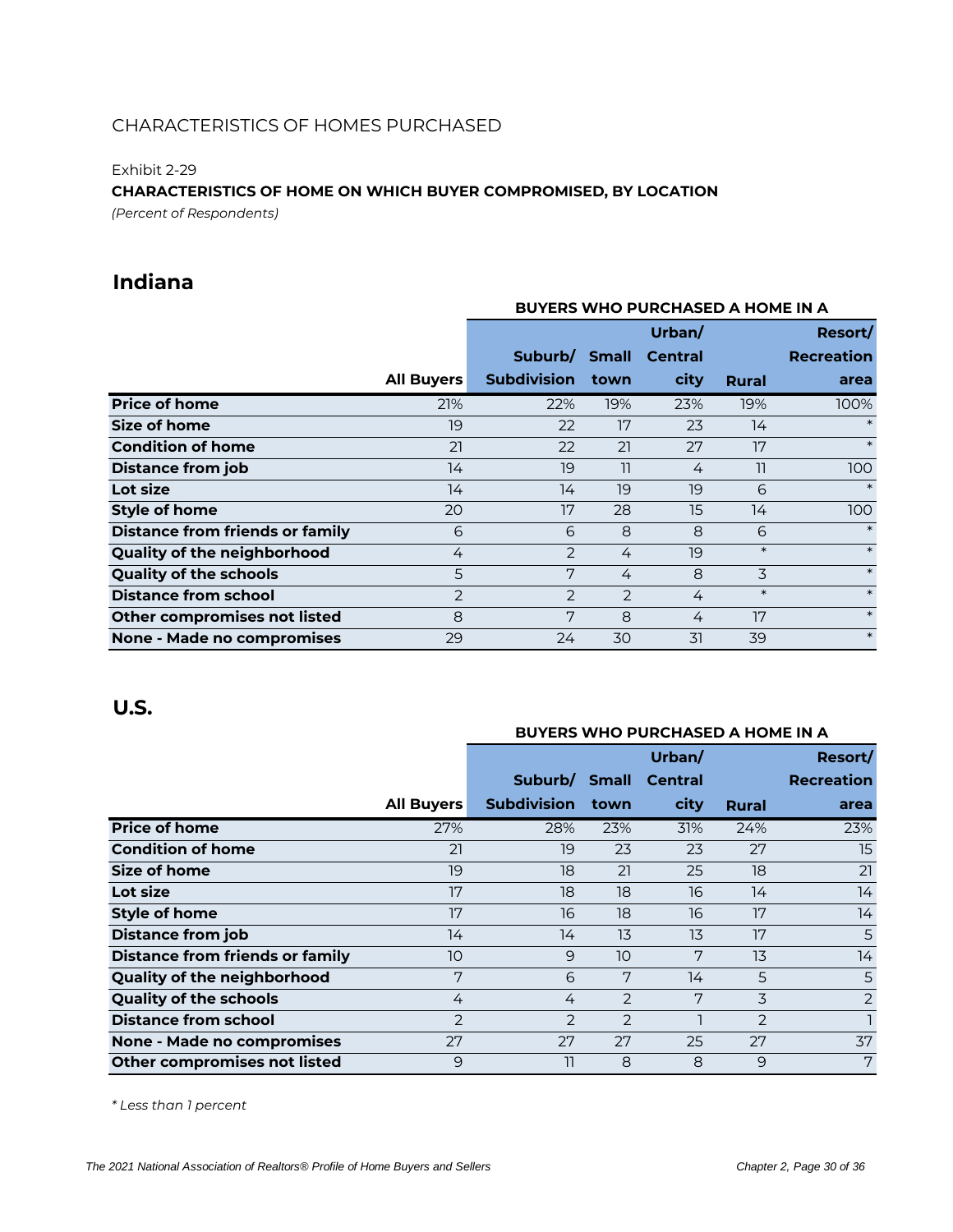CHARACTERISTICS OF HOMES PURCHASED

Exhibit 2-29

**CHARACTERISTICS OF HOME ON WHICH BUYER COMPROMISED, BY LOCATION**

*(Percent of Respondents)*

## Indiana

| | | BUYERS WHO PURCHASED A HOME IN A | | | | |
|---|---|---|---|---|---|---|
| | **All Buyers** | **Suburb/ Subdivision** | **Small town** | **Urban/ Central city** | **Rural** | **Resort/ Recreation area** |
| **Price of home** | 21% | 22% | 19% | 23% | 19% | 100% |
| **Size of home** | 19 | 22 | 17 | 23 | 14 | * |
| **Condition of home** | 21 | 22 | 21 | 27 | 17 | * |
| **Distance from job** | 14 | 19 | 11 | 4 | 11 | 100 |
| **Lot size** | 14 | 14 | 19 | 19 | 6 | * |
| **Style of home** | 20 | 17 | 28 | 15 | 14 | 100 |
| **Distance from friends or family** | 6 | 6 | 8 | 8 | 6 | * |
| **Quality of the neighborhood** | 4 | 2 | 4 | 19 | * | * |
| **Quality of the schools** | 5 | 7 | 4 | 8 | 3 | * |
| **Distance from school** | 2 | 2 | 2 | 4 | * | * |
| **Other compromises not listed** | 8 | 7 | 8 | 4 | 17 | * |
| **None - Made no compromises** | 29 | 24 | 30 | 31 | 39 | * |

## U.S.

| | | BUYERS WHO PURCHASED A HOME IN A | | | | |
|---|---|---|---|---|---|---|
| | **All Buyers** | **Suburb/ Subdivision** | **Small town** | **Urban/ Central city** | **Rural** | **Resort/ Recreation area** |
| **Price of home** | 27% | 28% | 23% | 31% | 24% | 23% |
| **Condition of home** | 21 | 19 | 23 | 23 | 27 | 15 |
| **Size of home** | 19 | 18 | 21 | 25 | 18 | 21 |
| **Lot size** | 17 | 18 | 18 | 16 | 14 | 14 |
| **Style of home** | 17 | 16 | 18 | 16 | 17 | 14 |
| **Distance from job** | 14 | 14 | 13 | 13 | 17 | 5 |
| **Distance from friends or family** | 10 | 9 | 10 | 7 | 13 | 14 |
| **Quality of the neighborhood** | 7 | 6 | 7 | 14 | 5 | 5 |
| **Quality of the schools** | 4 | 4 | 2 | 7 | 3 | 2 |
| **Distance from school** | 2 | 2 | 2 | 1 | 2 | 1 |
| **None - Made no compromises** | 27 | 27 | 27 | 25 | 27 | 37 |
| **Other compromises not listed** | 9 | 11 | 8 | 8 | 9 | 7 |

*\* Less than 1 percent*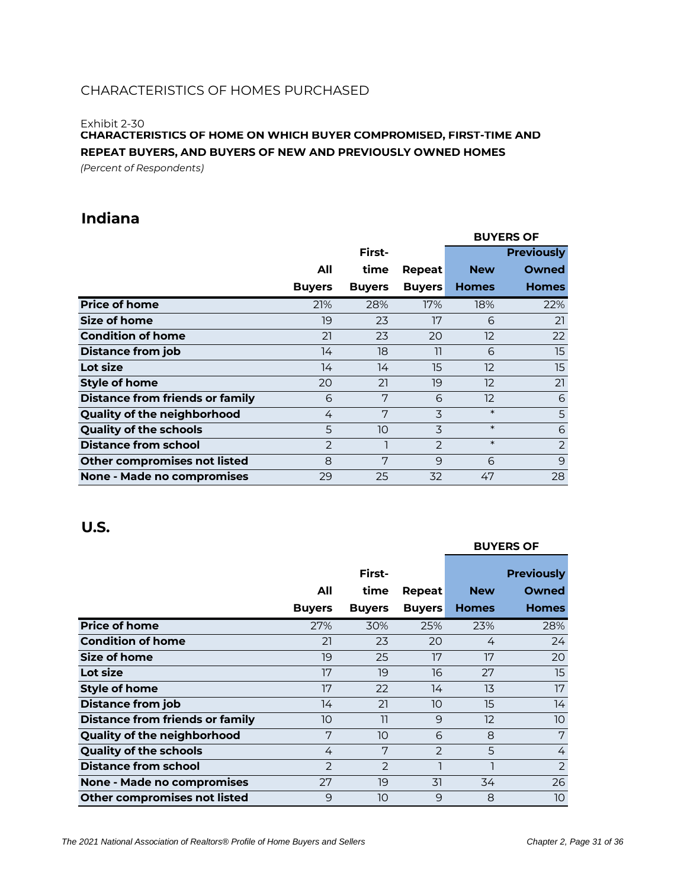CHARACTERISTICS OF HOMES PURCHASED

Exhibit 2-30

**CHARACTERISTICS OF HOME ON WHICH BUYER COMPROMISED, FIRST-TIME AND REPEAT BUYERS, AND BUYERS OF NEW AND PREVIOUSLY OWNED HOMES**

*(Percent of Respondents)*

## Indiana

| | | | | BUYERS OF | |
|---|---|---|---|---|---|
| | All Buyers | First-time Buyers | Repeat Buyers | New Homes | Previously Owned Homes |
| **Price of home** | 21% | 28% | 17% | 18% | 22% |
| **Size of home** | 19 | 23 | 17 | 6 | 21 |
| **Condition of home** | 21 | 23 | 20 | 12 | 22 |
| **Distance from job** | 14 | 18 | 11 | 6 | 15 |
| **Lot size** | 14 | 14 | 15 | 12 | 15 |
| **Style of home** | 20 | 21 | 19 | 12 | 21 |
| **Distance from friends or family** | 6 | 7 | 6 | 12 | 6 |
| **Quality of the neighborhood** | 4 | 7 | 3 | * | 5 |
| **Quality of the schools** | 5 | 10 | 3 | * | 6 |
| **Distance from school** | 2 | 1 | 2 | * | 2 |
| **Other compromises not listed** | 8 | 7 | 9 | 6 | 9 |
| **None - Made no compromises** | 29 | 25 | 32 | 47 | 28 |

## U.S.

| | | | | BUYERS OF | |
|---|---|---|---|---|---|
| | All Buyers | First-time Buyers | Repeat Buyers | New Homes | Previously Owned Homes |
| **Price of home** | 27% | 30% | 25% | 23% | 28% |
| **Condition of home** | 21 | 23 | 20 | 4 | 24 |
| **Size of home** | 19 | 25 | 17 | 17 | 20 |
| **Lot size** | 17 | 19 | 16 | 27 | 15 |
| **Style of home** | 17 | 22 | 14 | 13 | 17 |
| **Distance from job** | 14 | 21 | 10 | 15 | 14 |
| **Distance from friends or family** | 10 | 11 | 9 | 12 | 10 |
| **Quality of the neighborhood** | 7 | 10 | 6 | 8 | 7 |
| **Quality of the schools** | 4 | 7 | 2 | 5 | 4 |
| **Distance from school** | 2 | 2 | 1 | 1 | 2 |
| **None - Made no compromises** | 27 | 19 | 31 | 34 | 26 |
| **Other compromises not listed** | 9 | 10 | 9 | 8 | 10 |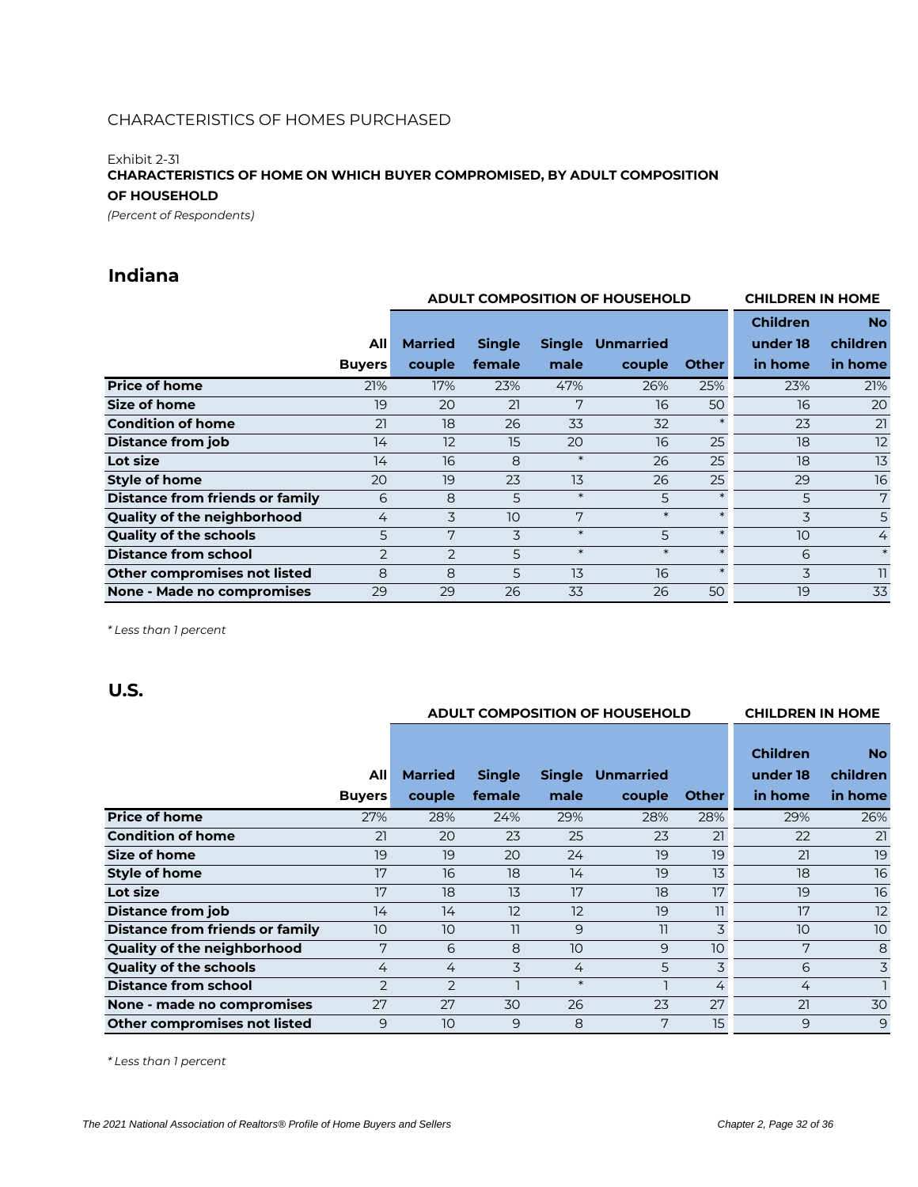CHARACTERISTICS OF HOMES PURCHASED

Exhibit 2-31

**CHARACTERISTICS OF HOME ON WHICH BUYER COMPROMISED, BY ADULT COMPOSITION OF HOUSEHOLD**

*(Percent of Respondents)*

## Indiana

| | | ADULT COMPOSITION OF HOUSEHOLD | | | | | CHILDREN IN HOME | |
|---|---|---|---|---|---|---|---|---|
| | All Buyers | Married couple | Single female | Single male | Unmarried couple | Other | Children under 18 in home | No children in home |
| **Price of home** | 21% | 17% | 23% | 47% | 26% | 25% | 23% | 21% |
| **Size of home** | 19 | 20 | 21 | 7 | 16 | 50 | 16 | 20 |
| **Condition of home** | 21 | 18 | 26 | 33 | 32 | * | 23 | 21 |
| **Distance from job** | 14 | 12 | 15 | 20 | 16 | 25 | 18 | 12 |
| **Lot size** | 14 | 16 | 8 | * | 26 | 25 | 18 | 13 |
| **Style of home** | 20 | 19 | 23 | 13 | 26 | 25 | 29 | 16 |
| **Distance from friends or family** | 6 | 8 | 5 | * | 5 | * | 5 | 7 |
| **Quality of the neighborhood** | 4 | 3 | 10 | 7 | * | * | 3 | 5 |
| **Quality of the schools** | 5 | 7 | 3 | * | 5 | * | 10 | 4 |
| **Distance from school** | 2 | 2 | 5 | * | * | * | 6 | * |
| **Other compromises not listed** | 8 | 8 | 5 | 13 | 16 | * | 3 | 11 |
| **None - Made no compromises** | 29 | 29 | 26 | 33 | 26 | 50 | 19 | 33 |

*\* Less than 1 percent*

## U.S.

| | | ADULT COMPOSITION OF HOUSEHOLD | | | | | CHILDREN IN HOME | |
|---|---|---|---|---|---|---|---|---|
| | All Buyers | Married couple | Single female | Single male | Unmarried couple | Other | Children under 18 in home | No children in home |
| **Price of home** | 27% | 28% | 24% | 29% | 28% | 28% | 29% | 26% |
| **Condition of home** | 21 | 20 | 23 | 25 | 23 | 21 | 22 | 21 |
| **Size of home** | 19 | 19 | 20 | 24 | 19 | 19 | 21 | 19 |
| **Style of home** | 17 | 16 | 18 | 14 | 19 | 13 | 18 | 16 |
| **Lot size** | 17 | 18 | 13 | 17 | 18 | 17 | 19 | 16 |
| **Distance from job** | 14 | 14 | 12 | 12 | 19 | 11 | 17 | 12 |
| **Distance from friends or family** | 10 | 10 | 11 | 9 | 11 | 3 | 10 | 10 |
| **Quality of the neighborhood** | 7 | 6 | 8 | 10 | 9 | 10 | 7 | 8 |
| **Quality of the schools** | 4 | 4 | 3 | 4 | 5 | 3 | 6 | 3 |
| **Distance from school** | 2 | 2 | 1 | * | 1 | 4 | 4 | 1 |
| **None - made no compromises** | 27 | 27 | 30 | 26 | 23 | 27 | 21 | 30 |
| **Other compromises not listed** | 9 | 10 | 9 | 8 | 7 | 15 | 9 | 9 |

*\* Less than 1 percent*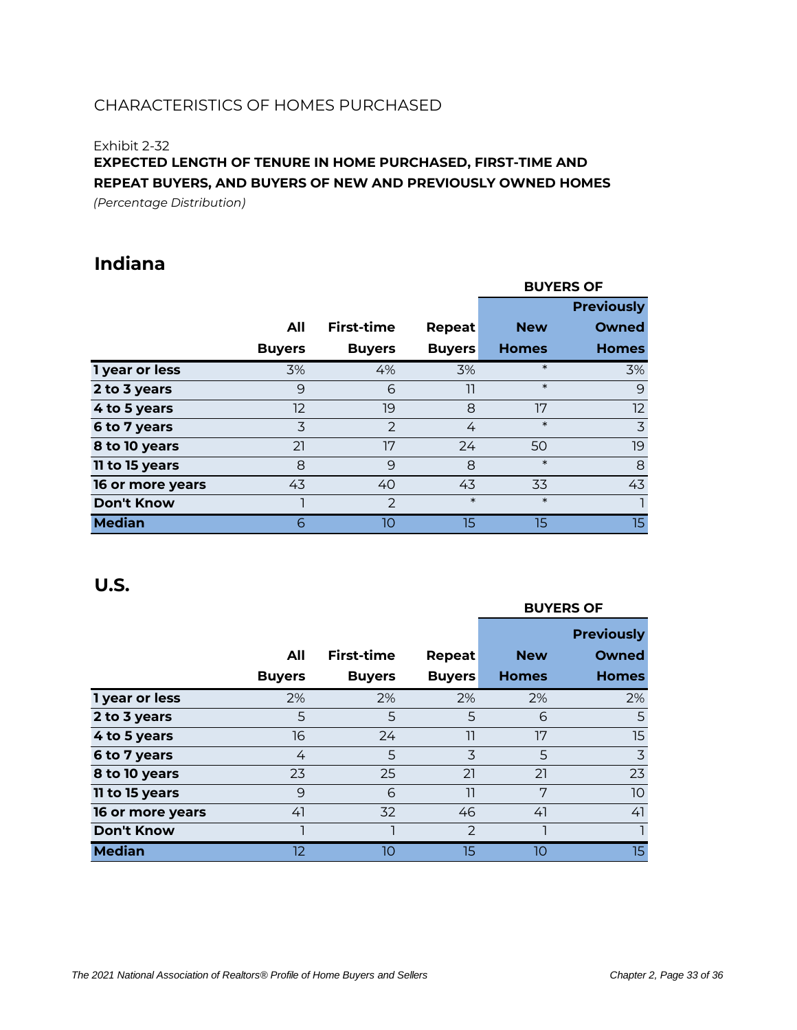CHARACTERISTICS OF HOMES PURCHASED

Exhibit 2-32

**EXPECTED LENGTH OF TENURE IN HOME PURCHASED, FIRST-TIME AND REPEAT BUYERS, AND BUYERS OF NEW AND PREVIOUSLY OWNED HOMES**

*(Percentage Distribution)*

## Indiana

| | All Buyers | First-time Buyers | Repeat Buyers | BUYERS OF New Homes | BUYERS OF Previously Owned Homes |
|---|---|---|---|---|---|
| **1 year or less** | 3% | 4% | 3% | * | 3% |
| **2 to 3 years** | 9 | 6 | 11 | * | 9 |
| **4 to 5 years** | 12 | 19 | 8 | 17 | 12 |
| **6 to 7 years** | 3 | 2 | 4 | * | 3 |
| **8 to 10 years** | 21 | 17 | 24 | 50 | 19 |
| **11 to 15 years** | 8 | 9 | 8 | * | 8 |
| **16 or more years** | 43 | 40 | 43 | 33 | 43 |
| **Don't Know** | 1 | 2 | * | * | 1 |
| **Median** | 6 | 10 | 15 | 15 | 15 |

## U.S.

| | All Buyers | First-time Buyers | Repeat Buyers | BUYERS OF New Homes | BUYERS OF Previously Owned Homes |
|---|---|---|---|---|---|
| **1 year or less** | 2% | 2% | 2% | 2% | 2% |
| **2 to 3 years** | 5 | 5 | 5 | 6 | 5 |
| **4 to 5 years** | 16 | 24 | 11 | 17 | 15 |
| **6 to 7 years** | 4 | 5 | 3 | 5 | 3 |
| **8 to 10 years** | 23 | 25 | 21 | 21 | 23 |
| **11 to 15 years** | 9 | 6 | 11 | 7 | 10 |
| **16 or more years** | 41 | 32 | 46 | 41 | 41 |
| **Don't Know** | 1 | 1 | 2 | 1 | 1 |
| **Median** | 12 | 10 | 15 | 10 | 15 |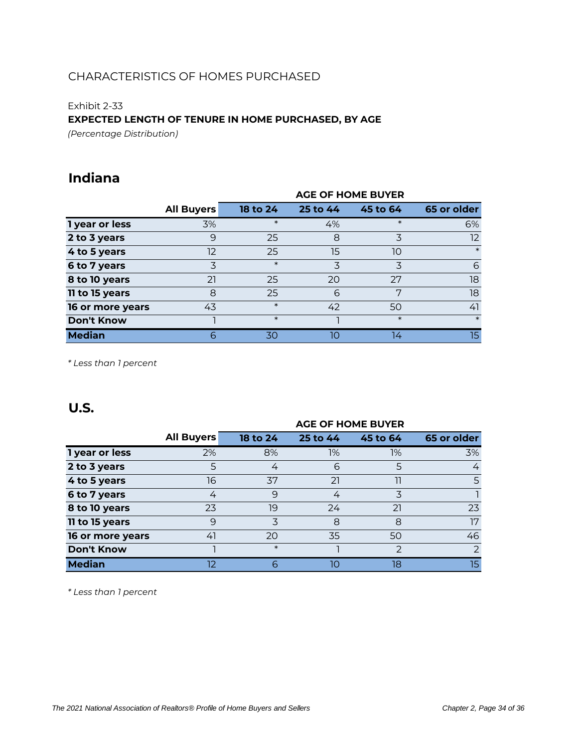CHARACTERISTICS OF HOMES PURCHASED

Exhibit 2-33

**EXPECTED LENGTH OF TENURE IN HOME PURCHASED, BY AGE**

*(Percentage Distribution)*

## Indiana

| | | AGE OF HOME BUYER | | | |
|---|---|---|---|---|---|
| | **All Buyers** | **18 to 24** | **25 to 44** | **45 to 64** | **65 or older** |
| **1 year or less** | 3% | * | 4% | * | 6% |
| **2 to 3 years** | 9 | 25 | 8 | 3 | 12 |
| **4 to 5 years** | 12 | 25 | 15 | 10 | * |
| **6 to 7 years** | 3 | * | 3 | 3 | 6 |
| **8 to 10 years** | 21 | 25 | 20 | 27 | 18 |
| **11 to 15 years** | 8 | 25 | 6 | 7 | 18 |
| **16 or more years** | 43 | * | 42 | 50 | 41 |
| **Don't Know** | 1 | * | 1 | * | * |
| **Median** | 6 | 30 | 10 | 14 | 15 |

*\* Less than 1 percent*

## U.S.

| | | AGE OF HOME BUYER | | | |
|---|---|---|---|---|---|
| | **All Buyers** | **18 to 24** | **25 to 44** | **45 to 64** | **65 or older** |
| **1 year or less** | 2% | 8% | 1% | 1% | 3% |
| **2 to 3 years** | 5 | 4 | 6 | 5 | 4 |
| **4 to 5 years** | 16 | 37 | 21 | 11 | 5 |
| **6 to 7 years** | 4 | 9 | 4 | 3 | 1 |
| **8 to 10 years** | 23 | 19 | 24 | 21 | 23 |
| **11 to 15 years** | 9 | 3 | 8 | 8 | 17 |
| **16 or more years** | 41 | 20 | 35 | 50 | 46 |
| **Don't Know** | 1 | * | 1 | 2 | 2 |
| **Median** | 12 | 6 | 10 | 18 | 15 |

*\* Less than 1 percent*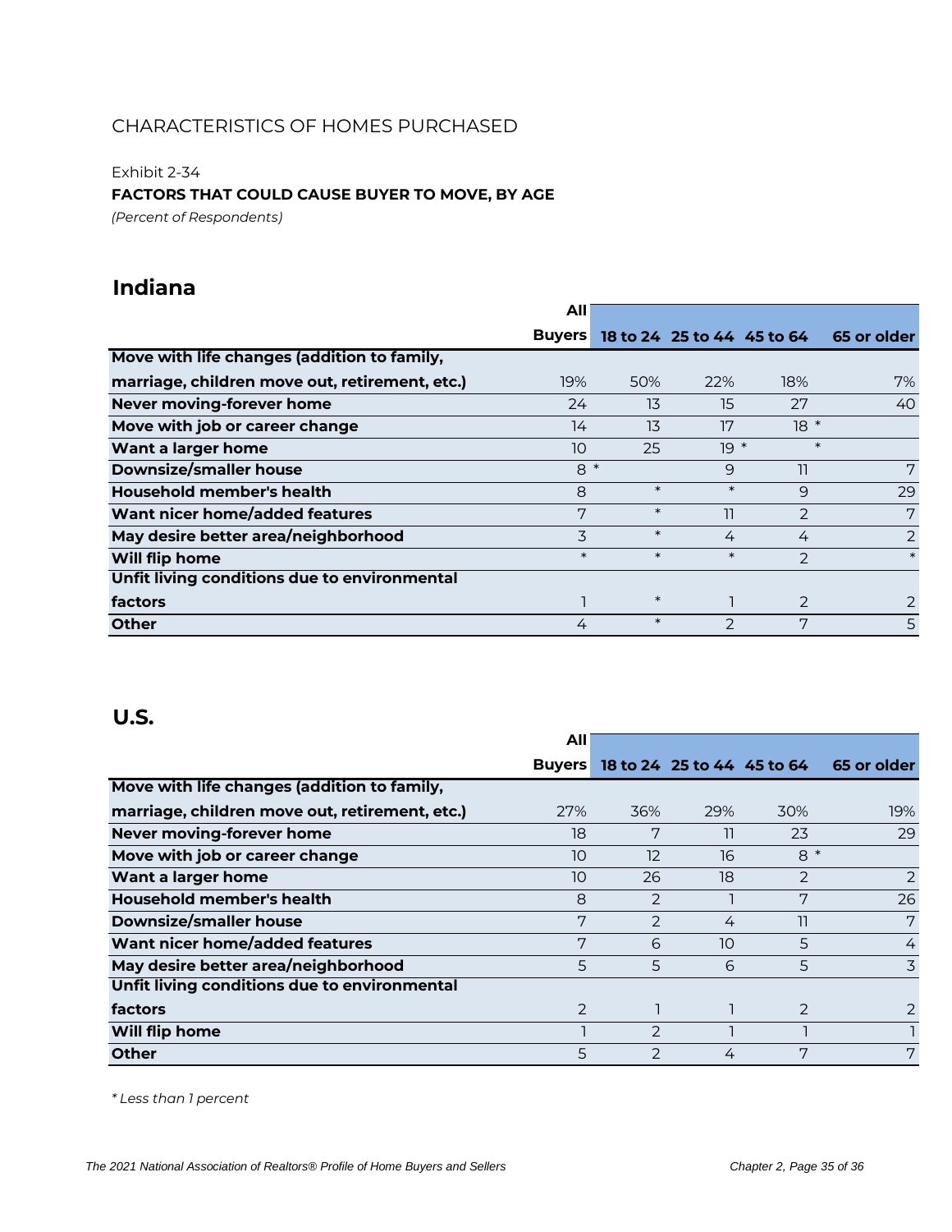## CHARACTERISTICS OF HOMES PURCHASED

Exhibit 2-34

**FACTORS THAT COULD CAUSE BUYER TO MOVE, BY AGE**

*(Percent of Respondents)*

## Indiana

| | All Buyers | 18 to 24 | 25 to 44 | 45 to 64 | 65 or older |
|---|---|---|---|---|---|
| **Move with life changes (addition to family, marriage, children move out, retirement, etc.)** | 19% | 50% | 22% | 18% | 7% |
| **Never moving-forever home** | 24 | 13 | 15 | 27 | 40 |
| **Move with job or career change** | 14 | 13 | 17 | 18 | * |
| **Want a larger home** | 10 | 25 | 19 | * | * |
| **Downsize/smaller house** | 8 | * | 9 | 11 | 7 |
| **Household member's health** | 8 | * | * | 9 | 29 |
| **Want nicer home/added features** | 7 | * | 11 | 2 | 7 |
| **May desire better area/neighborhood** | 3 | * | 4 | 4 | 2 |
| **Will flip home** | * | * | * | 2 | * |
| **Unfit living conditions due to environmental factors** | 1 | * | 1 | 2 | 2 |
| **Other** | 4 | * | 2 | 7 | 5 |

## U.S.

| | All Buyers | 18 to 24 | 25 to 44 | 45 to 64 | 65 or older |
|---|---|---|---|---|---|
| **Move with life changes (addition to family, marriage, children move out, retirement, etc.)** | 27% | 36% | 29% | 30% | 19% |
| **Never moving-forever home** | 18 | 7 | 11 | 23 | 29 |
| **Move with job or career change** | 10 | 12 | 16 | 8 | * |
| **Want a larger home** | 10 | 26 | 18 | 2 | 2 |
| **Household member's health** | 8 | 2 | 1 | 7 | 26 |
| **Downsize/smaller house** | 7 | 2 | 4 | 11 | 7 |
| **Want nicer home/added features** | 7 | 6 | 10 | 5 | 4 |
| **May desire better area/neighborhood** | 5 | 5 | 6 | 5 | 3 |
| **Unfit living conditions due to environmental factors** | 2 | 1 | 1 | 2 | 2 |
| **Will flip home** | 1 | 2 | 1 | 1 | 1 |
| **Other** | 5 | 2 | 4 | 7 | 7 |

*\* Less than 1 percent*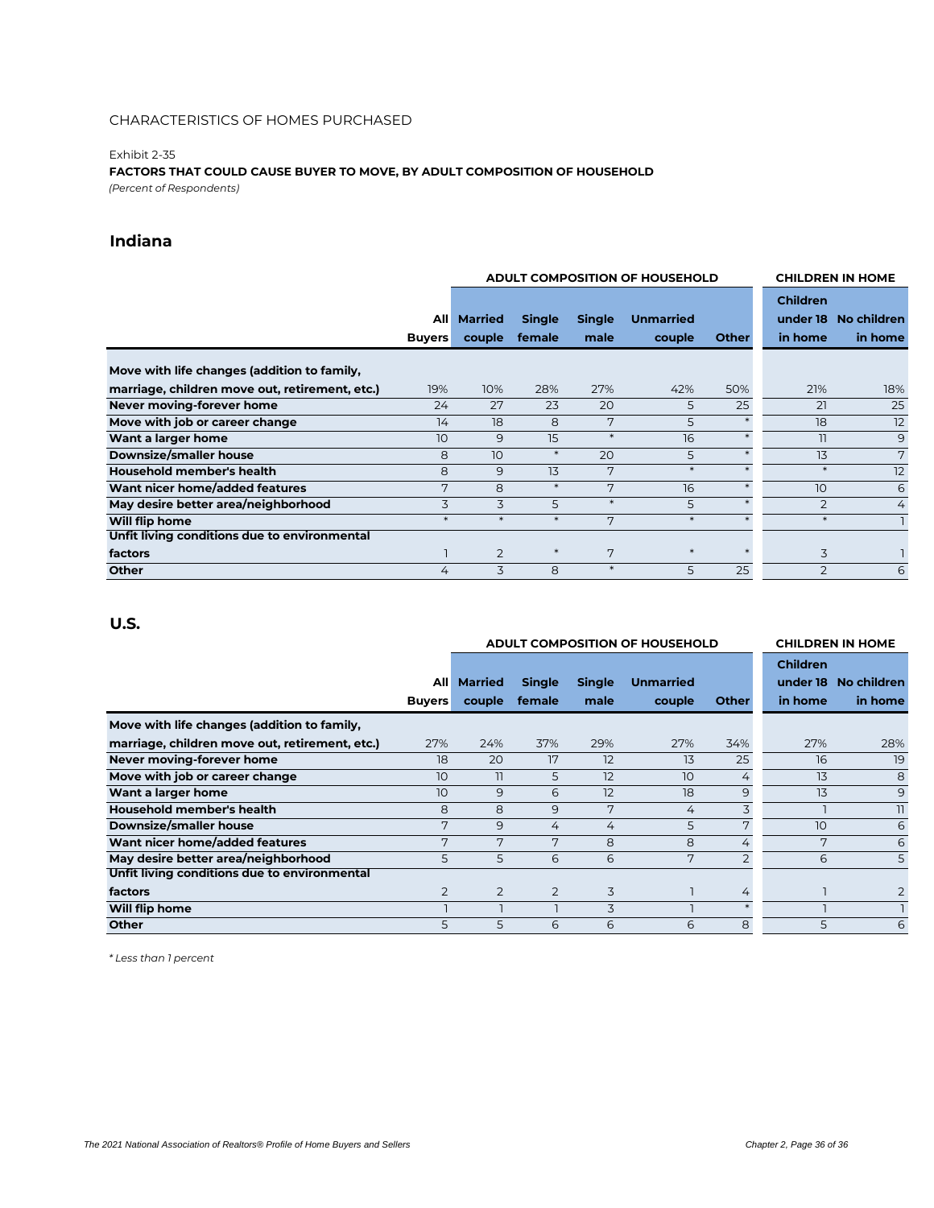CHARACTERISTICS OF HOMES PURCHASED

Exhibit 2-35

**FACTORS THAT COULD CAUSE BUYER TO MOVE, BY ADULT COMPOSITION OF HOUSEHOLD**

*(Percent of Respondents)*

## Indiana

| | | ADULT COMPOSITION OF HOUSEHOLD | | | | | CHILDREN IN HOME | |
|---|---|---|---|---|---|---|---|---|
| | All Buyers | Married couple | Single female | Single male | Unmarried couple | Other | Children under 18 in home | No children in home |
| **Move with life changes (addition to family, marriage, children move out, retirement, etc.)** | 19% | 10% | 28% | 27% | 42% | 50% | 21% | 18% |
| **Never moving-forever home** | 24 | 27 | 23 | 20 | 5 | 25 | 21 | 25 |
| **Move with job or career change** | 14 | 18 | 8 | 7 | 5 | * | 18 | 12 |
| **Want a larger home** | 10 | 9 | 15 | * | 16 | * | 11 | 9 |
| **Downsize/smaller house** | 8 | 10 | * | 20 | 5 | * | 13 | 7 |
| **Household member's health** | 8 | 9 | 13 | 7 | * | * | * | 12 |
| **Want nicer home/added features** | 7 | 8 | * | 7 | 16 | * | 10 | 6 |
| **May desire better area/neighborhood** | 3 | 3 | 5 | * | 5 | * | 2 | 4 |
| **Will flip home** | * | * | * | 7 | * | * | * | 1 |
| **Unfit living conditions due to environmental factors** | 1 | 2 | * | 7 | * | * | 3 | 1 |
| **Other** | 4 | 3 | 8 | * | 5 | 25 | 2 | 6 |

## U.S.

| | | ADULT COMPOSITION OF HOUSEHOLD | | | | | CHILDREN IN HOME | |
|---|---|---|---|---|---|---|---|---|
| | All Buyers | Married couple | Single female | Single male | Unmarried couple | Other | Children under 18 in home | No children in home |
| **Move with life changes (addition to family, marriage, children move out, retirement, etc.)** | 27% | 24% | 37% | 29% | 27% | 34% | 27% | 28% |
| **Never moving-forever home** | 18 | 20 | 17 | 12 | 13 | 25 | 16 | 19 |
| **Move with job or career change** | 10 | 11 | 5 | 12 | 10 | 4 | 13 | 8 |
| **Want a larger home** | 10 | 9 | 6 | 12 | 18 | 9 | 13 | 9 |
| **Household member's health** | 8 | 8 | 9 | 7 | 4 | 3 | 1 | 11 |
| **Downsize/smaller house** | 7 | 9 | 4 | 4 | 5 | 7 | 10 | 6 |
| **Want nicer home/added features** | 7 | 7 | 7 | 8 | 8 | 4 | 7 | 6 |
| **May desire better area/neighborhood** | 5 | 5 | 6 | 6 | 7 | 2 | 6 | 5 |
| **Unfit living conditions due to environmental factors** | 2 | 2 | 2 | 3 | 1 | 4 | 1 | 2 |
| **Will flip home** | 1 | 1 | 1 | 3 | 1 | * | 1 | 1 |
| **Other** | 5 | 5 | 6 | 6 | 6 | 8 | 5 | 6 |

*\* Less than 1 percent*